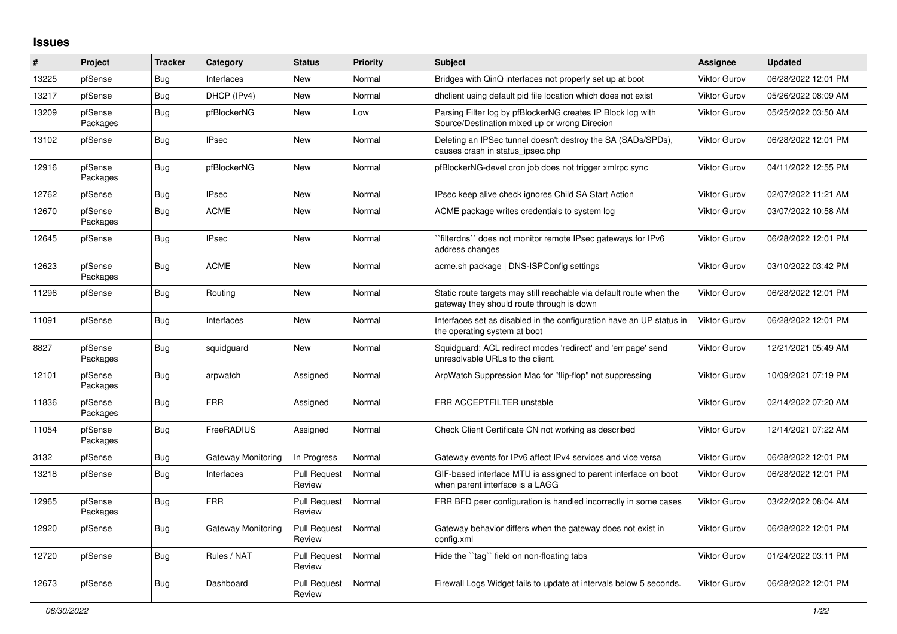## Issues

| # | Project | Tracker | Category | Status | Priority | Subject | Assignee | Updated |
|---|---|---|---|---|---|---|---|---|
| 13225 | pfSense | Bug | Interfaces | New | Normal | Bridges with QinQ interfaces not properly set up at boot | Viktor Gurov | 06/28/2022 12:01 PM |
| 13217 | pfSense | Bug | DHCP (IPv4) | New | Normal | dhclient using default pid file location which does not exist | Viktor Gurov | 05/26/2022 08:09 AM |
| 13209 | pfSense Packages | Bug | pfBlockerNG | New | Low | Parsing Filter log by pfBlockerNG creates IP Block log with Source/Destination mixed up or wrong Direcion | Viktor Gurov | 05/25/2022 03:50 AM |
| 13102 | pfSense | Bug | IPsec | New | Normal | Deleting an IPSec tunnel doesn't destroy the SA (SADs/SPDs), causes crash in status_ipsec.php | Viktor Gurov | 06/28/2022 12:01 PM |
| 12916 | pfSense Packages | Bug | pfBlockerNG | New | Normal | pfBlockerNG-devel cron job does not trigger xmlrpc sync | Viktor Gurov | 04/11/2022 12:55 PM |
| 12762 | pfSense | Bug | IPsec | New | Normal | IPsec keep alive check ignores Child SA Start Action | Viktor Gurov | 02/07/2022 11:21 AM |
| 12670 | pfSense Packages | Bug | ACME | New | Normal | ACME package writes credentials to system log | Viktor Gurov | 03/07/2022 10:58 AM |
| 12645 | pfSense | Bug | IPsec | New | Normal | ``filterdns`` does not monitor remote IPsec gateways for IPv6 address changes | Viktor Gurov | 06/28/2022 12:01 PM |
| 12623 | pfSense Packages | Bug | ACME | New | Normal | acme.sh package \| DNS-ISPConfig settings | Viktor Gurov | 03/10/2022 03:42 PM |
| 11296 | pfSense | Bug | Routing | New | Normal | Static route targets may still reachable via default route when the gateway they should route through is down | Viktor Gurov | 06/28/2022 12:01 PM |
| 11091 | pfSense | Bug | Interfaces | New | Normal | Interfaces set as disabled in the configuration have an UP status in the operating system at boot | Viktor Gurov | 06/28/2022 12:01 PM |
| 8827 | pfSense Packages | Bug | squidguard | New | Normal | Squidguard: ACL redirect modes 'redirect' and 'err page' send unresolvable URLs to the client. | Viktor Gurov | 12/21/2021 05:49 AM |
| 12101 | pfSense Packages | Bug | arpwatch | Assigned | Normal | ArpWatch Suppression Mac for "flip-flop" not suppressing | Viktor Gurov | 10/09/2021 07:19 PM |
| 11836 | pfSense Packages | Bug | FRR | Assigned | Normal | FRR ACCEPTFILTER unstable | Viktor Gurov | 02/14/2022 07:20 AM |
| 11054 | pfSense Packages | Bug | FreeRADIUS | Assigned | Normal | Check Client Certificate CN not working as described | Viktor Gurov | 12/14/2021 07:22 AM |
| 3132 | pfSense | Bug | Gateway Monitoring | In Progress | Normal | Gateway events for IPv6 affect IPv4 services and vice versa | Viktor Gurov | 06/28/2022 12:01 PM |
| 13218 | pfSense | Bug | Interfaces | Pull Request Review | Normal | GIF-based interface MTU is assigned to parent interface on boot when parent interface is a LAGG | Viktor Gurov | 06/28/2022 12:01 PM |
| 12965 | pfSense Packages | Bug | FRR | Pull Request Review | Normal | FRR BFD peer configuration is handled incorrectly in some cases | Viktor Gurov | 03/22/2022 08:04 AM |
| 12920 | pfSense | Bug | Gateway Monitoring | Pull Request Review | Normal | Gateway behavior differs when the gateway does not exist in config.xml | Viktor Gurov | 06/28/2022 12:01 PM |
| 12720 | pfSense | Bug | Rules / NAT | Pull Request Review | Normal | Hide the ``tag`` field on non-floating tabs | Viktor Gurov | 01/24/2022 03:11 PM |
| 12673 | pfSense | Bug | Dashboard | Pull Request Review | Normal | Firewall Logs Widget fails to update at intervals below 5 seconds. | Viktor Gurov | 06/28/2022 12:01 PM |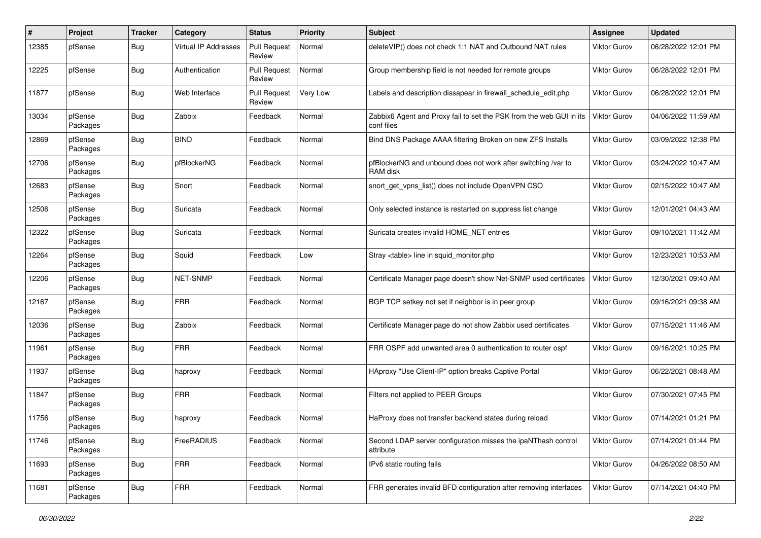| # | Project | Tracker | Category | Status | Priority | Subject | Assignee | Updated |
|---|---|---|---|---|---|---|---|---|
| 12385 | pfSense | Bug | Virtual IP Addresses | Pull Request Review | Normal | deleteVIP() does not check 1:1 NAT and Outbound NAT rules | Viktor Gurov | 06/28/2022 12:01 PM |
| 12225 | pfSense | Bug | Authentication | Pull Request Review | Normal | Group membership field is not needed for remote groups | Viktor Gurov | 06/28/2022 12:01 PM |
| 11877 | pfSense | Bug | Web Interface | Pull Request Review | Very Low | Labels and description dissapear in firewall_schedule_edit.php | Viktor Gurov | 06/28/2022 12:01 PM |
| 13034 | pfSense Packages | Bug | Zabbix | Feedback | Normal | Zabbix6 Agent and Proxy fail to set the PSK from the web GUI in its conf files | Viktor Gurov | 04/06/2022 11:59 AM |
| 12869 | pfSense Packages | Bug | BIND | Feedback | Normal | Bind DNS Package AAAA filtering Broken on new ZFS Installs | Viktor Gurov | 03/09/2022 12:38 PM |
| 12706 | pfSense Packages | Bug | pfBlockerNG | Feedback | Normal | pfBlockerNG and unbound does not work after switching /var to RAM disk | Viktor Gurov | 03/24/2022 10:47 AM |
| 12683 | pfSense Packages | Bug | Snort | Feedback | Normal | snort_get_vpns_list() does not include OpenVPN CSO | Viktor Gurov | 02/15/2022 10:47 AM |
| 12506 | pfSense Packages | Bug | Suricata | Feedback | Normal | Only selected instance is restarted on suppress list change | Viktor Gurov | 12/01/2021 04:43 AM |
| 12322 | pfSense Packages | Bug | Suricata | Feedback | Normal | Suricata creates invalid HOME_NET entries | Viktor Gurov | 09/10/2021 11:42 AM |
| 12264 | pfSense Packages | Bug | Squid | Feedback | Low | Stray <table> line in squid_monitor.php | Viktor Gurov | 12/23/2021 10:53 AM |
| 12206 | pfSense Packages | Bug | NET-SNMP | Feedback | Normal | Certificate Manager page doesn't show Net-SNMP used certificates | Viktor Gurov | 12/30/2021 09:40 AM |
| 12167 | pfSense Packages | Bug | FRR | Feedback | Normal | BGP TCP setkey not set if neighbor is in peer group | Viktor Gurov | 09/16/2021 09:38 AM |
| 12036 | pfSense Packages | Bug | Zabbix | Feedback | Normal | Certificate Manager page do not show Zabbix used certificates | Viktor Gurov | 07/15/2021 11:46 AM |
| 11961 | pfSense Packages | Bug | FRR | Feedback | Normal | FRR OSPF add unwanted area 0 authentication to router ospf | Viktor Gurov | 09/16/2021 10:25 PM |
| 11937 | pfSense Packages | Bug | haproxy | Feedback | Normal | HAproxy "Use Client-IP" option breaks Captive Portal | Viktor Gurov | 06/22/2021 08:48 AM |
| 11847 | pfSense Packages | Bug | FRR | Feedback | Normal | Filters not applied to PEER Groups | Viktor Gurov | 07/30/2021 07:45 PM |
| 11756 | pfSense Packages | Bug | haproxy | Feedback | Normal | HaProxy does not transfer backend states during reload | Viktor Gurov | 07/14/2021 01:21 PM |
| 11746 | pfSense Packages | Bug | FreeRADIUS | Feedback | Normal | Second LDAP server configuration misses the ipaNThash control attribute | Viktor Gurov | 07/14/2021 01:44 PM |
| 11693 | pfSense Packages | Bug | FRR | Feedback | Normal | IPv6 static routing fails | Viktor Gurov | 04/26/2022 08:50 AM |
| 11681 | pfSense Packages | Bug | FRR | Feedback | Normal | FRR generates invalid BFD configuration after removing interfaces | Viktor Gurov | 07/14/2021 04:40 PM |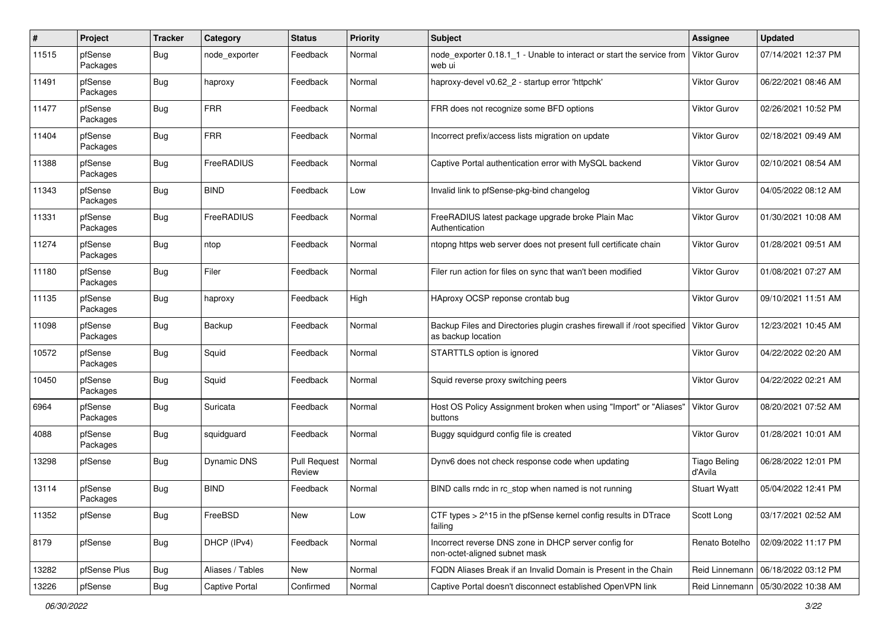| # | Project | Tracker | Category | Status | Priority | Subject | Assignee | Updated |
|---|---|---|---|---|---|---|---|---|
| 11515 | pfSense Packages | Bug | node_exporter | Feedback | Normal | node_exporter 0.18.1_1 - Unable to interact or start the service from web ui | Viktor Gurov | 07/14/2021 12:37 PM |
| 11491 | pfSense Packages | Bug | haproxy | Feedback | Normal | haproxy-devel v0.62_2 - startup error 'httpchk' | Viktor Gurov | 06/22/2021 08:46 AM |
| 11477 | pfSense Packages | Bug | FRR | Feedback | Normal | FRR does not recognize some BFD options | Viktor Gurov | 02/26/2021 10:52 PM |
| 11404 | pfSense Packages | Bug | FRR | Feedback | Normal | Incorrect prefix/access lists migration on update | Viktor Gurov | 02/18/2021 09:49 AM |
| 11388 | pfSense Packages | Bug | FreeRADIUS | Feedback | Normal | Captive Portal authentication error with MySQL backend | Viktor Gurov | 02/10/2021 08:54 AM |
| 11343 | pfSense Packages | Bug | BIND | Feedback | Low | Invalid link to pfSense-pkg-bind changelog | Viktor Gurov | 04/05/2022 08:12 AM |
| 11331 | pfSense Packages | Bug | FreeRADIUS | Feedback | Normal | FreeRADIUS latest package upgrade broke Plain Mac Authentication | Viktor Gurov | 01/30/2021 10:08 AM |
| 11274 | pfSense Packages | Bug | ntop | Feedback | Normal | ntopng https web server does not present full certificate chain | Viktor Gurov | 01/28/2021 09:51 AM |
| 11180 | pfSense Packages | Bug | Filer | Feedback | Normal | Filer run action for files on sync that wan't been modified | Viktor Gurov | 01/08/2021 07:27 AM |
| 11135 | pfSense Packages | Bug | haproxy | Feedback | High | HAproxy OCSP reponse crontab bug | Viktor Gurov | 09/10/2021 11:51 AM |
| 11098 | pfSense Packages | Bug | Backup | Feedback | Normal | Backup Files and Directories plugin crashes firewall if /root specified as backup location | Viktor Gurov | 12/23/2021 10:45 AM |
| 10572 | pfSense Packages | Bug | Squid | Feedback | Normal | STARTTLS option is ignored | Viktor Gurov | 04/22/2022 02:20 AM |
| 10450 | pfSense Packages | Bug | Squid | Feedback | Normal | Squid reverse proxy switching peers | Viktor Gurov | 04/22/2022 02:21 AM |
| 6964 | pfSense Packages | Bug | Suricata | Feedback | Normal | Host OS Policy Assignment broken when using "Import" or "Aliases" buttons | Viktor Gurov | 08/20/2021 07:52 AM |
| 4088 | pfSense Packages | Bug | squidguard | Feedback | Normal | Buggy squidgurd config file is created | Viktor Gurov | 01/28/2021 10:01 AM |
| 13298 | pfSense | Bug | Dynamic DNS | Pull Request Review | Normal | Dynv6 does not check response code when updating | Tiago Beling d'Avila | 06/28/2022 12:01 PM |
| 13114 | pfSense Packages | Bug | BIND | Feedback | Normal | BIND calls rndc in rc_stop when named is not running | Stuart Wyatt | 05/04/2022 12:41 PM |
| 11352 | pfSense | Bug | FreeBSD | New | Low | CTF types > 2^15 in the pfSense kernel config results in DTrace failing | Scott Long | 03/17/2021 02:52 AM |
| 8179 | pfSense | Bug | DHCP (IPv4) | Feedback | Normal | Incorrect reverse DNS zone in DHCP server config for non-octet-aligned subnet mask | Renato Botelho | 02/09/2022 11:17 PM |
| 13282 | pfSense Plus | Bug | Aliases / Tables | New | Normal | FQDN Aliases Break if an Invalid Domain is Present in the Chain | Reid Linnemann | 06/18/2022 03:12 PM |
| 13226 | pfSense | Bug | Captive Portal | Confirmed | Normal | Captive Portal doesn't disconnect established OpenVPN link | Reid Linnemann | 05/30/2022 10:38 AM |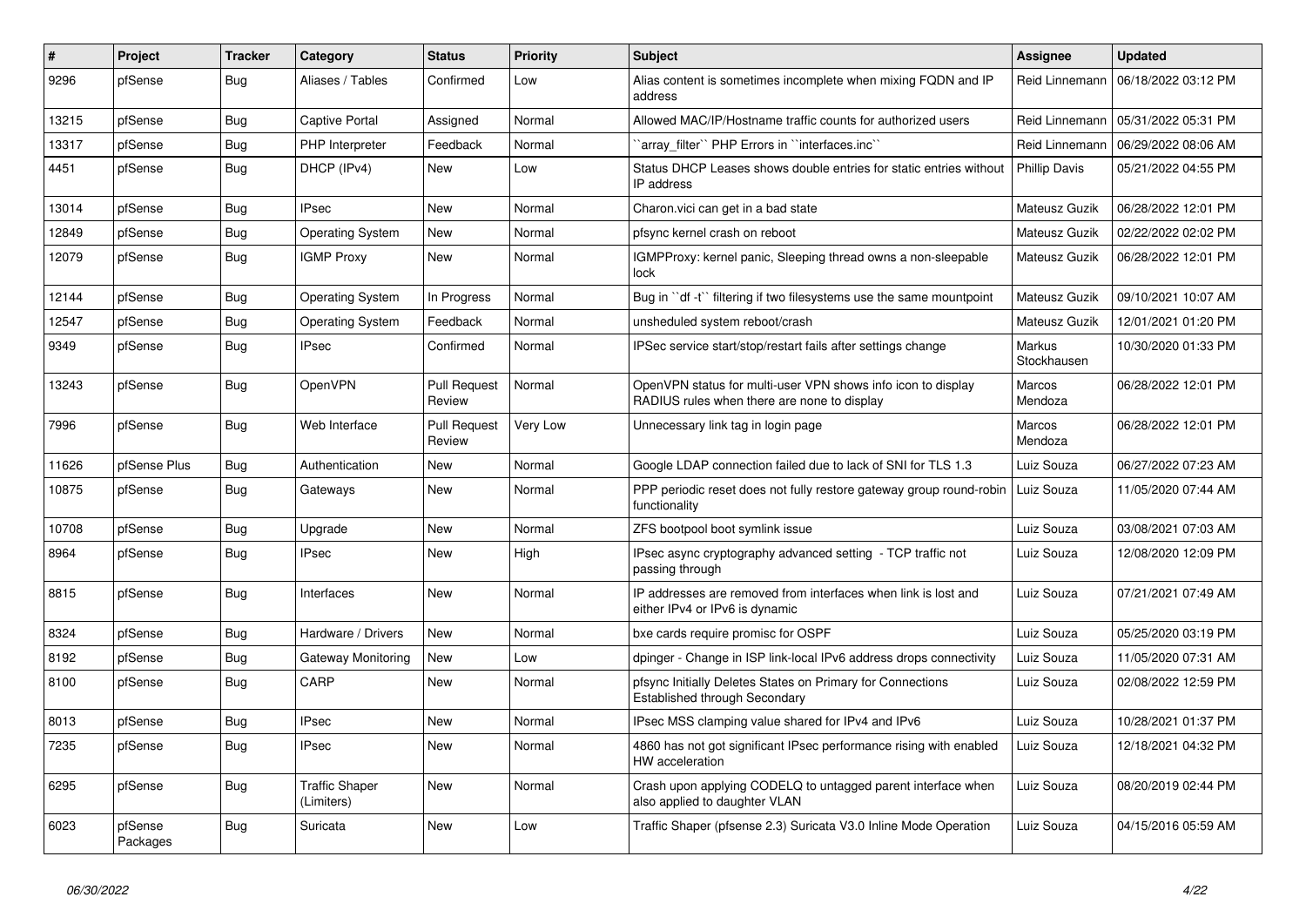| # | Project | Tracker | Category | Status | Priority | Subject | Assignee | Updated |
|---|---|---|---|---|---|---|---|---|
| 9296 | pfSense | Bug | Aliases / Tables | Confirmed | Low | Alias content is sometimes incomplete when mixing FQDN and IP address | Reid Linnemann | 06/18/2022 03:12 PM |
| 13215 | pfSense | Bug | Captive Portal | Assigned | Normal | Allowed MAC/IP/Hostname traffic counts for authorized users | Reid Linnemann | 05/31/2022 05:31 PM |
| 13317 | pfSense | Bug | PHP Interpreter | Feedback | Normal | ``array_filter`` PHP Errors in ``interfaces.inc`` | Reid Linnemann | 06/29/2022 08:06 AM |
| 4451 | pfSense | Bug | DHCP (IPv4) | New | Low | Status DHCP Leases shows double entries for static entries without IP address | Phillip Davis | 05/21/2022 04:55 PM |
| 13014 | pfSense | Bug | IPsec | New | Normal | Charon.vici can get in a bad state | Mateusz Guzik | 06/28/2022 12:01 PM |
| 12849 | pfSense | Bug | Operating System | New | Normal | pfsync kernel crash on reboot | Mateusz Guzik | 02/22/2022 02:02 PM |
| 12079 | pfSense | Bug | IGMP Proxy | New | Normal | IGMPProxy: kernel panic, Sleeping thread owns a non-sleepable lock | Mateusz Guzik | 06/28/2022 12:01 PM |
| 12144 | pfSense | Bug | Operating System | In Progress | Normal | Bug in ``df -t`` filtering if two filesystems use the same mountpoint | Mateusz Guzik | 09/10/2021 10:07 AM |
| 12547 | pfSense | Bug | Operating System | Feedback | Normal | unsheduled system reboot/crash | Mateusz Guzik | 12/01/2021 01:20 PM |
| 9349 | pfSense | Bug | IPsec | Confirmed | Normal | IPSec service start/stop/restart fails after settings change | Markus Stockhausen | 10/30/2020 01:33 PM |
| 13243 | pfSense | Bug | OpenVPN | Pull Request Review | Normal | OpenVPN status for multi-user VPN shows info icon to display RADIUS rules when there are none to display | Marcos Mendoza | 06/28/2022 12:01 PM |
| 7996 | pfSense | Bug | Web Interface | Pull Request Review | Very Low | Unnecessary link tag in login page | Marcos Mendoza | 06/28/2022 12:01 PM |
| 11626 | pfSense Plus | Bug | Authentication | New | Normal | Google LDAP connection failed due to lack of SNI for TLS 1.3 | Luiz Souza | 06/27/2022 07:23 AM |
| 10875 | pfSense | Bug | Gateways | New | Normal | PPP periodic reset does not fully restore gateway group round-robin functionality | Luiz Souza | 11/05/2020 07:44 AM |
| 10708 | pfSense | Bug | Upgrade | New | Normal | ZFS bootpool boot symlink issue | Luiz Souza | 03/08/2021 07:03 AM |
| 8964 | pfSense | Bug | IPsec | New | High | IPsec async cryptography advanced setting - TCP traffic not passing through | Luiz Souza | 12/08/2020 12:09 PM |
| 8815 | pfSense | Bug | Interfaces | New | Normal | IP addresses are removed from interfaces when link is lost and either IPv4 or IPv6 is dynamic | Luiz Souza | 07/21/2021 07:49 AM |
| 8324 | pfSense | Bug | Hardware / Drivers | New | Normal | bxe cards require promisc for OSPF | Luiz Souza | 05/25/2020 03:19 PM |
| 8192 | pfSense | Bug | Gateway Monitoring | New | Low | dpinger - Change in ISP link-local IPv6 address drops connectivity | Luiz Souza | 11/05/2020 07:31 AM |
| 8100 | pfSense | Bug | CARP | New | Normal | pfsync Initially Deletes States on Primary for Connections Established through Secondary | Luiz Souza | 02/08/2022 12:59 PM |
| 8013 | pfSense | Bug | IPsec | New | Normal | IPsec MSS clamping value shared for IPv4 and IPv6 | Luiz Souza | 10/28/2021 01:37 PM |
| 7235 | pfSense | Bug | IPsec | New | Normal | 4860 has not got significant IPsec performance rising with enabled HW acceleration | Luiz Souza | 12/18/2021 04:32 PM |
| 6295 | pfSense | Bug | Traffic Shaper (Limiters) | New | Normal | Crash upon applying CODELQ to untagged parent interface when also applied to daughter VLAN | Luiz Souza | 08/20/2019 02:44 PM |
| 6023 | pfSense Packages | Bug | Suricata | New | Low | Traffic Shaper (pfsense 2.3) Suricata V3.0 Inline Mode Operation | Luiz Souza | 04/15/2016 05:59 AM |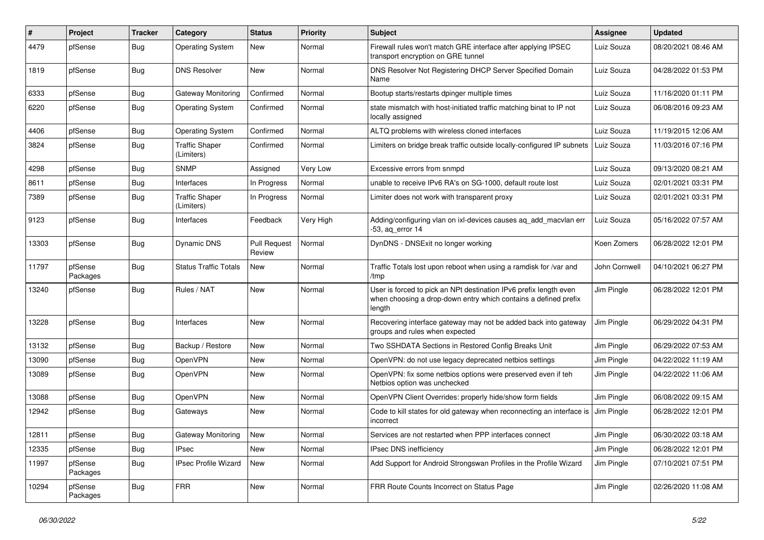| # | Project | Tracker | Category | Status | Priority | Subject | Assignee | Updated |
|---|---|---|---|---|---|---|---|---|
| 4479 | pfSense | Bug | Operating System | New | Normal | Firewall rules won't match GRE interface after applying IPSEC transport encryption on GRE tunnel | Luiz Souza | 08/20/2021 08:46 AM |
| 1819 | pfSense | Bug | DNS Resolver | New | Normal | DNS Resolver Not Registering DHCP Server Specified Domain Name | Luiz Souza | 04/28/2022 01:53 PM |
| 6333 | pfSense | Bug | Gateway Monitoring | Confirmed | Normal | Bootup starts/restarts dpinger multiple times | Luiz Souza | 11/16/2020 01:11 PM |
| 6220 | pfSense | Bug | Operating System | Confirmed | Normal | state mismatch with host-initiated traffic matching binat to IP not locally assigned | Luiz Souza | 06/08/2016 09:23 AM |
| 4406 | pfSense | Bug | Operating System | Confirmed | Normal | ALTQ problems with wireless cloned interfaces | Luiz Souza | 11/19/2015 12:06 AM |
| 3824 | pfSense | Bug | Traffic Shaper (Limiters) | Confirmed | Normal | Limiters on bridge break traffic outside locally-configured IP subnets | Luiz Souza | 11/03/2016 07:16 PM |
| 4298 | pfSense | Bug | SNMP | Assigned | Very Low | Excessive errors from snmpd | Luiz Souza | 09/13/2020 08:21 AM |
| 8611 | pfSense | Bug | Interfaces | In Progress | Normal | unable to receive IPv6 RA's on SG-1000, default route lost | Luiz Souza | 02/01/2021 03:31 PM |
| 7389 | pfSense | Bug | Traffic Shaper (Limiters) | In Progress | Normal | Limiter does not work with transparent proxy | Luiz Souza | 02/01/2021 03:31 PM |
| 9123 | pfSense | Bug | Interfaces | Feedback | Very High | Adding/configuring vlan on ixl-devices causes aq_add_macvlan err -53, aq_error 14 | Luiz Souza | 05/16/2022 07:57 AM |
| 13303 | pfSense | Bug | Dynamic DNS | Pull Request Review | Normal | DynDNS - DNSExit no longer working | Koen Zomers | 06/28/2022 12:01 PM |
| 11797 | pfSense Packages | Bug | Status Traffic Totals | New | Normal | Traffic Totals lost upon reboot when using a ramdisk for /var and /tmp | John Cornwell | 04/10/2021 06:27 PM |
| 13240 | pfSense | Bug | Rules / NAT | New | Normal | User is forced to pick an NPt destination IPv6 prefix length even when choosing a drop-down entry which contains a defined prefix length | Jim Pingle | 06/28/2022 12:01 PM |
| 13228 | pfSense | Bug | Interfaces | New | Normal | Recovering interface gateway may not be added back into gateway groups and rules when expected | Jim Pingle | 06/29/2022 04:31 PM |
| 13132 | pfSense | Bug | Backup / Restore | New | Normal | Two SSHDATA Sections in Restored Config Breaks Unit | Jim Pingle | 06/29/2022 07:53 AM |
| 13090 | pfSense | Bug | OpenVPN | New | Normal | OpenVPN: do not use legacy deprecated netbios settings | Jim Pingle | 04/22/2022 11:19 AM |
| 13089 | pfSense | Bug | OpenVPN | New | Normal | OpenVPN: fix some netbios options were preserved even if teh Netbios option was unchecked | Jim Pingle | 04/22/2022 11:06 AM |
| 13088 | pfSense | Bug | OpenVPN | New | Normal | OpenVPN Client Overrides: properly hide/show form fields | Jim Pingle | 06/08/2022 09:15 AM |
| 12942 | pfSense | Bug | Gateways | New | Normal | Code to kill states for old gateway when reconnecting an interface is incorrect | Jim Pingle | 06/28/2022 12:01 PM |
| 12811 | pfSense | Bug | Gateway Monitoring | New | Normal | Services are not restarted when PPP interfaces connect | Jim Pingle | 06/30/2022 03:18 AM |
| 12335 | pfSense | Bug | IPsec | New | Normal | IPsec DNS inefficiency | Jim Pingle | 06/28/2022 12:01 PM |
| 11997 | pfSense Packages | Bug | IPsec Profile Wizard | New | Normal | Add Support for Android Strongswan Profiles in the Profile Wizard | Jim Pingle | 07/10/2021 07:51 PM |
| 10294 | pfSense Packages | Bug | FRR | New | Normal | FRR Route Counts Incorrect on Status Page | Jim Pingle | 02/26/2020 11:08 AM |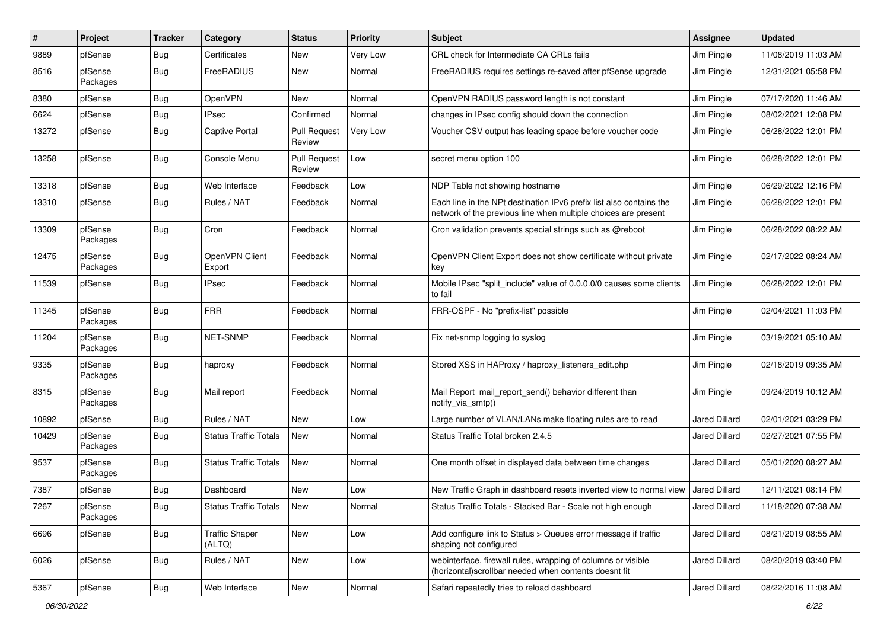| # | Project | Tracker | Category | Status | Priority | Subject | Assignee | Updated |
|---|---|---|---|---|---|---|---|---|
| 9889 | pfSense | Bug | Certificates | New | Very Low | CRL check for Intermediate CA CRLs fails | Jim Pingle | 11/08/2019 11:03 AM |
| 8516 | pfSense Packages | Bug | FreeRADIUS | New | Normal | FreeRADIUS requires settings re-saved after pfSense upgrade | Jim Pingle | 12/31/2021 05:58 PM |
| 8380 | pfSense | Bug | OpenVPN | New | Normal | OpenVPN RADIUS password length is not constant | Jim Pingle | 07/17/2020 11:46 AM |
| 6624 | pfSense | Bug | IPsec | Confirmed | Normal | changes in IPsec config should down the connection | Jim Pingle | 08/02/2021 12:08 PM |
| 13272 | pfSense | Bug | Captive Portal | Pull Request Review | Very Low | Voucher CSV output has leading space before voucher code | Jim Pingle | 06/28/2022 12:01 PM |
| 13258 | pfSense | Bug | Console Menu | Pull Request Review | Low | secret menu option 100 | Jim Pingle | 06/28/2022 12:01 PM |
| 13318 | pfSense | Bug | Web Interface | Feedback | Low | NDP Table not showing hostname | Jim Pingle | 06/29/2022 12:16 PM |
| 13310 | pfSense | Bug | Rules / NAT | Feedback | Normal | Each line in the NPt destination IPv6 prefix list also contains the network of the previous line when multiple choices are present | Jim Pingle | 06/28/2022 12:01 PM |
| 13309 | pfSense Packages | Bug | Cron | Feedback | Normal | Cron validation prevents special strings such as @reboot | Jim Pingle | 06/28/2022 08:22 AM |
| 12475 | pfSense Packages | Bug | OpenVPN Client Export | Feedback | Normal | OpenVPN Client Export does not show certificate without private key | Jim Pingle | 02/17/2022 08:24 AM |
| 11539 | pfSense | Bug | IPsec | Feedback | Normal | Mobile IPsec "split_include" value of 0.0.0.0/0 causes some clients to fail | Jim Pingle | 06/28/2022 12:01 PM |
| 11345 | pfSense Packages | Bug | FRR | Feedback | Normal | FRR-OSPF - No "prefix-list" possible | Jim Pingle | 02/04/2021 11:03 PM |
| 11204 | pfSense Packages | Bug | NET-SNMP | Feedback | Normal | Fix net-snmp logging to syslog | Jim Pingle | 03/19/2021 05:10 AM |
| 9335 | pfSense Packages | Bug | haproxy | Feedback | Normal | Stored XSS in HAProxy / haproxy_listeners_edit.php | Jim Pingle | 02/18/2019 09:35 AM |
| 8315 | pfSense Packages | Bug | Mail report | Feedback | Normal | Mail Report mail_report_send() behavior different than notify_via_smtp() | Jim Pingle | 09/24/2019 10:12 AM |
| 10892 | pfSense | Bug | Rules / NAT | New | Low | Large number of VLAN/LANs make floating rules are to read | Jared Dillard | 02/01/2021 03:29 PM |
| 10429 | pfSense Packages | Bug | Status Traffic Totals | New | Normal | Status Traffic Total broken 2.4.5 | Jared Dillard | 02/27/2021 07:55 PM |
| 9537 | pfSense Packages | Bug | Status Traffic Totals | New | Normal | One month offset in displayed data between time changes | Jared Dillard | 05/01/2020 08:27 AM |
| 7387 | pfSense | Bug | Dashboard | New | Low | New Traffic Graph in dashboard resets inverted view to normal view | Jared Dillard | 12/11/2021 08:14 PM |
| 7267 | pfSense Packages | Bug | Status Traffic Totals | New | Normal | Status Traffic Totals - Stacked Bar - Scale not high enough | Jared Dillard | 11/18/2020 07:38 AM |
| 6696 | pfSense | Bug | Traffic Shaper (ALTQ) | New | Low | Add configure link to Status > Queues error message if traffic shaping not configured | Jared Dillard | 08/21/2019 08:55 AM |
| 6026 | pfSense | Bug | Rules / NAT | New | Low | webinterface, firewall rules, wrapping of columns or visible (horizontal)scrollbar needed when contents doesnt fit | Jared Dillard | 08/20/2019 03:40 PM |
| 5367 | pfSense | Bug | Web Interface | New | Normal | Safari repeatedly tries to reload dashboard | Jared Dillard | 08/22/2016 11:08 AM |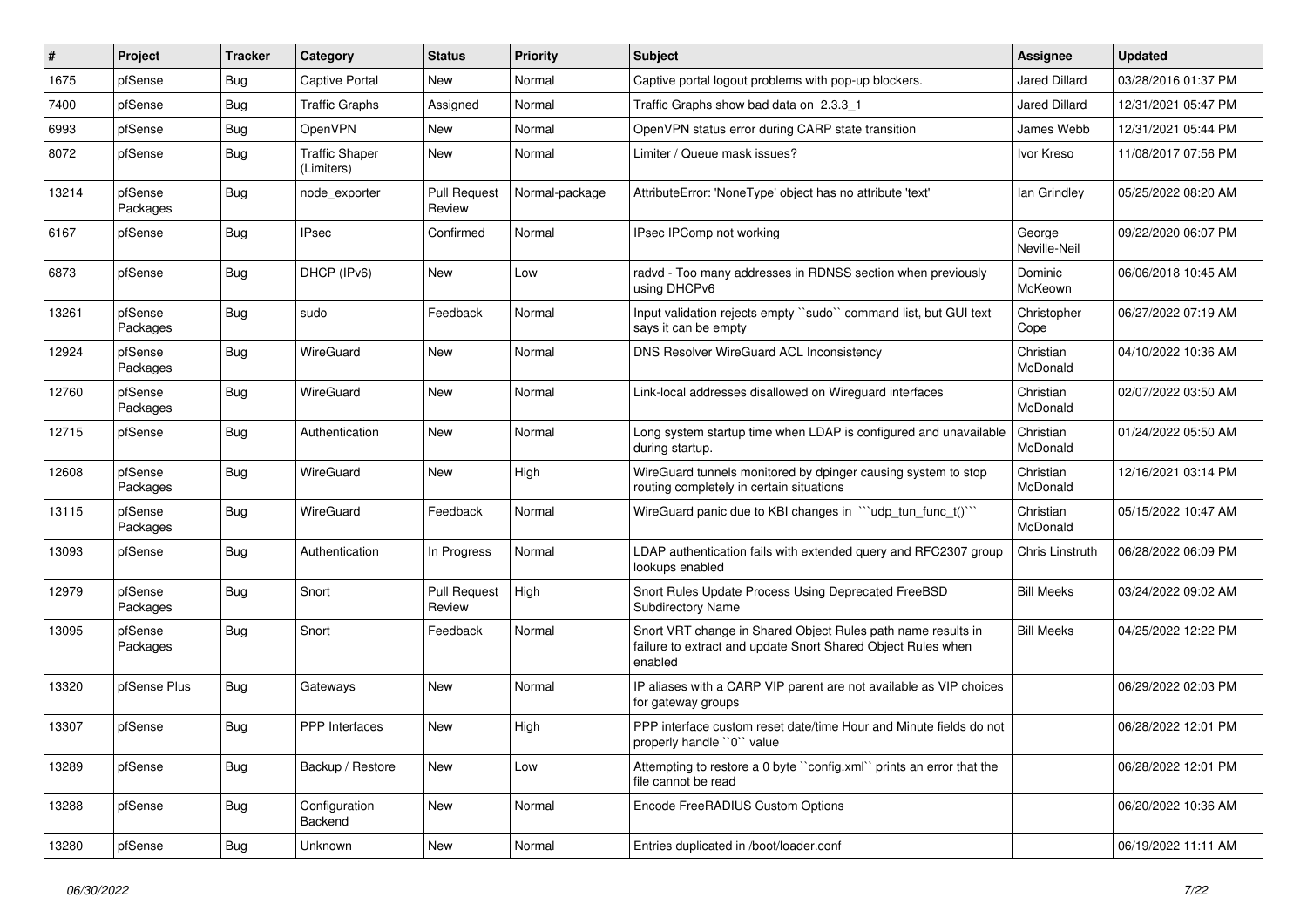| # | Project | Tracker | Category | Status | Priority | Subject | Assignee | Updated |
|---|---|---|---|---|---|---|---|---|
| 1675 | pfSense | Bug | Captive Portal | New | Normal | Captive portal logout problems with pop-up blockers. | Jared Dillard | 03/28/2016 01:37 PM |
| 7400 | pfSense | Bug | Traffic Graphs | Assigned | Normal | Traffic Graphs show bad data on 2.3.3_1 | Jared Dillard | 12/31/2021 05:47 PM |
| 6993 | pfSense | Bug | OpenVPN | New | Normal | OpenVPN status error during CARP state transition | James Webb | 12/31/2021 05:44 PM |
| 8072 | pfSense | Bug | Traffic Shaper (Limiters) | New | Normal | Limiter / Queue mask issues? | Ivor Kreso | 11/08/2017 07:56 PM |
| 13214 | pfSense Packages | Bug | node_exporter | Pull Request Review | Normal-package | AttributeError: 'NoneType' object has no attribute 'text' | Ian Grindley | 05/25/2022 08:20 AM |
| 6167 | pfSense | Bug | IPsec | Confirmed | Normal | IPsec IPComp not working | George Neville-Neil | 09/22/2020 06:07 PM |
| 6873 | pfSense | Bug | DHCP (IPv6) | New | Low | radvd - Too many addresses in RDNSS section when previously using DHCPv6 | Dominic McKeown | 06/06/2018 10:45 AM |
| 13261 | pfSense Packages | Bug | sudo | Feedback | Normal | Input validation rejects empty ``sudo`` command list, but GUI text says it can be empty | Christopher Cope | 06/27/2022 07:19 AM |
| 12924 | pfSense Packages | Bug | WireGuard | New | Normal | DNS Resolver WireGuard ACL Inconsistency | Christian McDonald | 04/10/2022 10:36 AM |
| 12760 | pfSense Packages | Bug | WireGuard | New | Normal | Link-local addresses disallowed on Wireguard interfaces | Christian McDonald | 02/07/2022 03:50 AM |
| 12715 | pfSense | Bug | Authentication | New | Normal | Long system startup time when LDAP is configured and unavailable during startup. | Christian McDonald | 01/24/2022 05:50 AM |
| 12608 | pfSense Packages | Bug | WireGuard | New | High | WireGuard tunnels monitored by dpinger causing system to stop routing completely in certain situations | Christian McDonald | 12/16/2021 03:14 PM |
| 13115 | pfSense Packages | Bug | WireGuard | Feedback | Normal | WireGuard panic due to KBI changes in ```udp_tun_func_t()``` | Christian McDonald | 05/15/2022 10:47 AM |
| 13093 | pfSense | Bug | Authentication | In Progress | Normal | LDAP authentication fails with extended query and RFC2307 group lookups enabled | Chris Linstruth | 06/28/2022 06:09 PM |
| 12979 | pfSense Packages | Bug | Snort | Pull Request Review | High | Snort Rules Update Process Using Deprecated FreeBSD Subdirectory Name | Bill Meeks | 03/24/2022 09:02 AM |
| 13095 | pfSense Packages | Bug | Snort | Feedback | Normal | Snort VRT change in Shared Object Rules path name results in failure to extract and update Snort Shared Object Rules when enabled | Bill Meeks | 04/25/2022 12:22 PM |
| 13320 | pfSense Plus | Bug | Gateways | New | Normal | IP aliases with a CARP VIP parent are not available as VIP choices for gateway groups | | 06/29/2022 02:03 PM |
| 13307 | pfSense | Bug | PPP Interfaces | New | High | PPP interface custom reset date/time Hour and Minute fields do not properly handle ``0`` value | | 06/28/2022 12:01 PM |
| 13289 | pfSense | Bug | Backup / Restore | New | Low | Attempting to restore a 0 byte ``config.xml`` prints an error that the file cannot be read | | 06/28/2022 12:01 PM |
| 13288 | pfSense | Bug | Configuration Backend | New | Normal | Encode FreeRADIUS Custom Options | | 06/20/2022 10:36 AM |
| 13280 | pfSense | Bug | Unknown | New | Normal | Entries duplicated in /boot/loader.conf | | 06/19/2022 11:11 AM |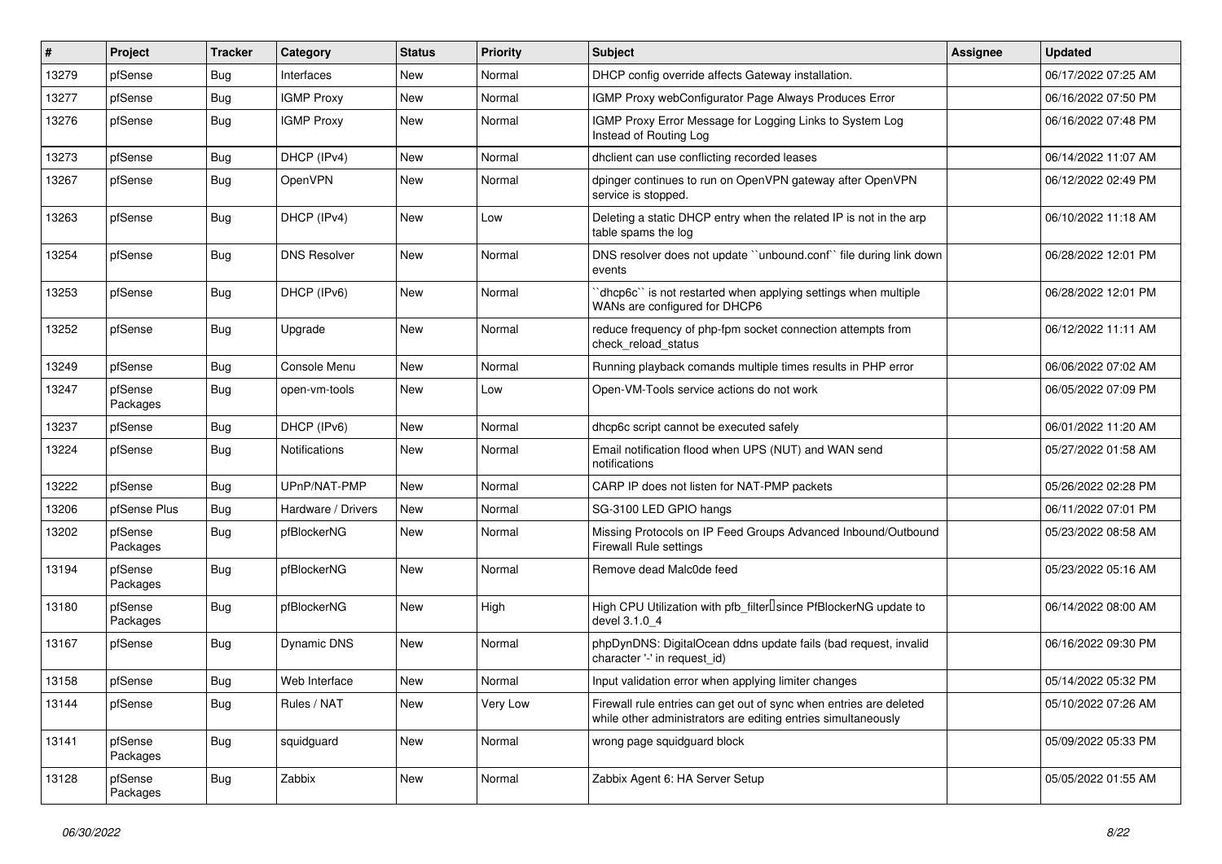| # | Project | Tracker | Category | Status | Priority | Subject | Assignee | Updated |
|---|---|---|---|---|---|---|---|---|
| 13279 | pfSense | Bug | Interfaces | New | Normal | DHCP config override affects Gateway installation. | | 06/17/2022 07:25 AM |
| 13277 | pfSense | Bug | IGMP Proxy | New | Normal | IGMP Proxy webConfigurator Page Always Produces Error | | 06/16/2022 07:50 PM |
| 13276 | pfSense | Bug | IGMP Proxy | New | Normal | IGMP Proxy Error Message for Logging Links to System Log Instead of Routing Log | | 06/16/2022 07:48 PM |
| 13273 | pfSense | Bug | DHCP (IPv4) | New | Normal | dhclient can use conflicting recorded leases | | 06/14/2022 11:07 AM |
| 13267 | pfSense | Bug | OpenVPN | New | Normal | dpinger continues to run on OpenVPN gateway after OpenVPN service is stopped. | | 06/12/2022 02:49 PM |
| 13263 | pfSense | Bug | DHCP (IPv4) | New | Low | Deleting a static DHCP entry when the related IP is not in the arp table spams the log | | 06/10/2022 11:18 AM |
| 13254 | pfSense | Bug | DNS Resolver | New | Normal | DNS resolver does not update ``unbound.conf`` file during link down events | | 06/28/2022 12:01 PM |
| 13253 | pfSense | Bug | DHCP (IPv6) | New | Normal | ``dhcp6c`` is not restarted when applying settings when multiple WANs are configured for DHCP6 | | 06/28/2022 12:01 PM |
| 13252 | pfSense | Bug | Upgrade | New | Normal | reduce frequency of php-fpm socket connection attempts from check_reload_status | | 06/12/2022 11:11 AM |
| 13249 | pfSense | Bug | Console Menu | New | Normal | Running playback comands multiple times results in PHP error | | 06/06/2022 07:02 AM |
| 13247 | pfSense Packages | Bug | open-vm-tools | New | Low | Open-VM-Tools service actions do not work | | 06/05/2022 07:09 PM |
| 13237 | pfSense | Bug | DHCP (IPv6) | New | Normal | dhcp6c script cannot be executed safely | | 06/01/2022 11:20 AM |
| 13224 | pfSense | Bug | Notifications | New | Normal | Email notification flood when UPS (NUT) and WAN send notifications | | 05/27/2022 01:58 AM |
| 13222 | pfSense | Bug | UPnP/NAT-PMP | New | Normal | CARP IP does not listen for NAT-PMP packets | | 05/26/2022 02:28 PM |
| 13206 | pfSense Plus | Bug | Hardware / Drivers | New | Normal | SG-3100 LED GPIO hangs | | 06/11/2022 07:01 PM |
| 13202 | pfSense Packages | Bug | pfBlockerNG | New | Normal | Missing Protocols on IP Feed Groups Advanced Inbound/Outbound Firewall Rule settings | | 05/23/2022 08:58 AM |
| 13194 | pfSense Packages | Bug | pfBlockerNG | New | Normal | Remove dead Malc0de feed | | 05/23/2022 05:16 AM |
| 13180 | pfSense Packages | Bug | pfBlockerNG | New | High | High CPU Utilization with pfb_filter since PfBlockerNG update to devel 3.1.0_4 | | 06/14/2022 08:00 AM |
| 13167 | pfSense | Bug | Dynamic DNS | New | Normal | phpDynDNS: DigitalOcean ddns update fails (bad request, invalid character '-' in request_id) | | 06/16/2022 09:30 PM |
| 13158 | pfSense | Bug | Web Interface | New | Normal | Input validation error when applying limiter changes | | 05/14/2022 05:32 PM |
| 13144 | pfSense | Bug | Rules / NAT | New | Very Low | Firewall rule entries can get out of sync when entries are deleted while other administrators are editing entries simultaneously | | 05/10/2022 07:26 AM |
| 13141 | pfSense Packages | Bug | squidguard | New | Normal | wrong page squidguard block | | 05/09/2022 05:33 PM |
| 13128 | pfSense Packages | Bug | Zabbix | New | Normal | Zabbix Agent 6: HA Server Setup | | 05/05/2022 01:55 AM |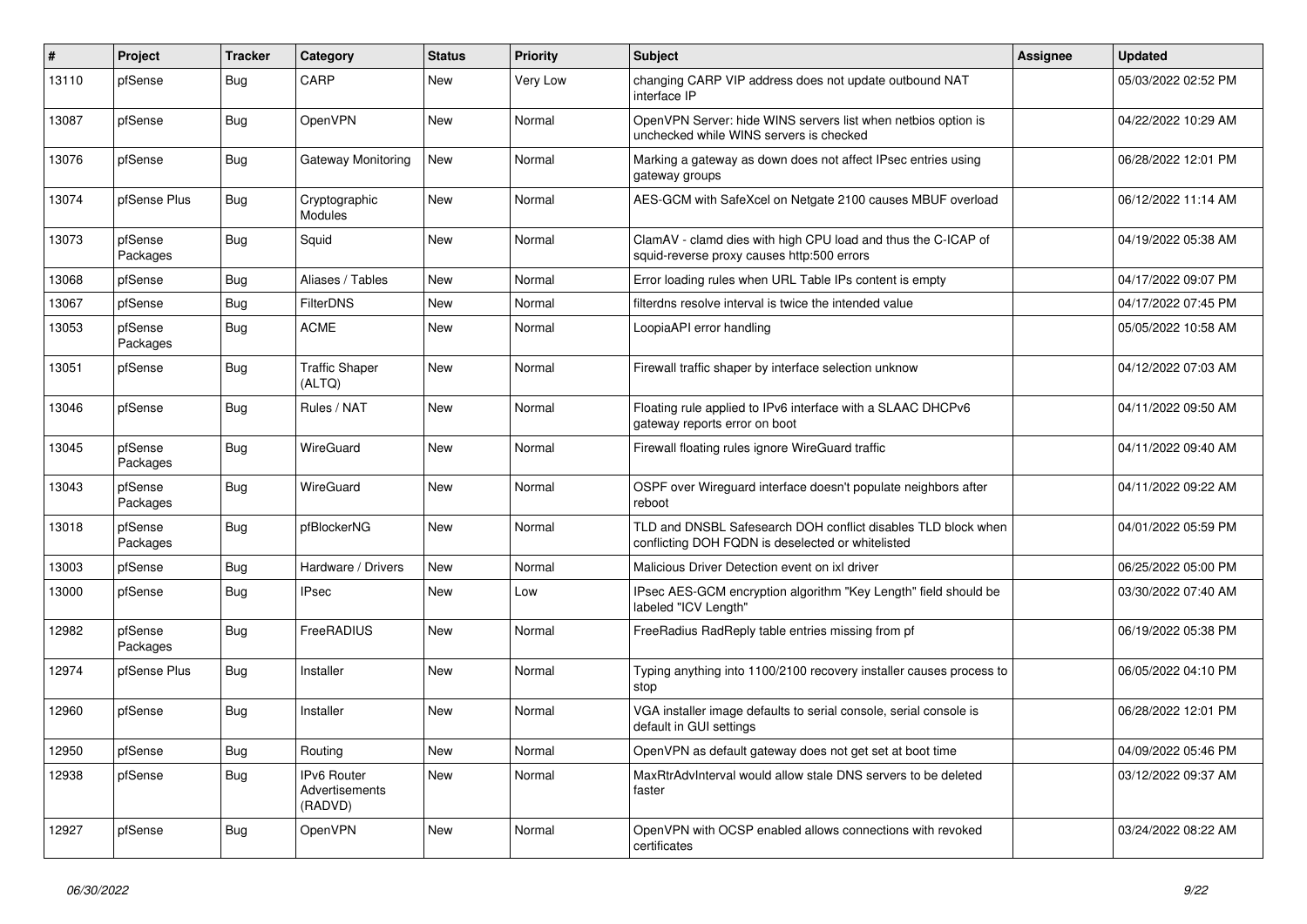| # | Project | Tracker | Category | Status | Priority | Subject | Assignee | Updated |
|---|---|---|---|---|---|---|---|---|
| 13110 | pfSense | Bug | CARP | New | Very Low | changing CARP VIP address does not update outbound NAT interface IP | | 05/03/2022 02:52 PM |
| 13087 | pfSense | Bug | OpenVPN | New | Normal | OpenVPN Server: hide WINS servers list when netbios option is unchecked while WINS servers is checked | | 04/22/2022 10:29 AM |
| 13076 | pfSense | Bug | Gateway Monitoring | New | Normal | Marking a gateway as down does not affect IPsec entries using gateway groups | | 06/28/2022 12:01 PM |
| 13074 | pfSense Plus | Bug | Cryptographic Modules | New | Normal | AES-GCM with SafeXcel on Netgate 2100 causes MBUF overload | | 06/12/2022 11:14 AM |
| 13073 | pfSense Packages | Bug | Squid | New | Normal | ClamAV - clamd dies with high CPU load and thus the C-ICAP of squid-reverse proxy causes http:500 errors | | 04/19/2022 05:38 AM |
| 13068 | pfSense | Bug | Aliases / Tables | New | Normal | Error loading rules when URL Table IPs content is empty | | 04/17/2022 09:07 PM |
| 13067 | pfSense | Bug | FilterDNS | New | Normal | filterdns resolve interval is twice the intended value | | 04/17/2022 07:45 PM |
| 13053 | pfSense Packages | Bug | ACME | New | Normal | LoopiaAPI error handling | | 05/05/2022 10:58 AM |
| 13051 | pfSense | Bug | Traffic Shaper (ALTQ) | New | Normal | Firewall traffic shaper by interface selection unknow | | 04/12/2022 07:03 AM |
| 13046 | pfSense | Bug | Rules / NAT | New | Normal | Floating rule applied to IPv6 interface with a SLAAC DHCPv6 gateway reports error on boot | | 04/11/2022 09:50 AM |
| 13045 | pfSense Packages | Bug | WireGuard | New | Normal | Firewall floating rules ignore WireGuard traffic | | 04/11/2022 09:40 AM |
| 13043 | pfSense Packages | Bug | WireGuard | New | Normal | OSPF over Wireguard interface doesn't populate neighbors after reboot | | 04/11/2022 09:22 AM |
| 13018 | pfSense Packages | Bug | pfBlockerNG | New | Normal | TLD and DNSBL Safesearch DOH conflict disables TLD block when conflicting DOH FQDN is deselected or whitelisted | | 04/01/2022 05:59 PM |
| 13003 | pfSense | Bug | Hardware / Drivers | New | Normal | Malicious Driver Detection event on ixl driver | | 06/25/2022 05:00 PM |
| 13000 | pfSense | Bug | IPsec | New | Low | IPsec AES-GCM encryption algorithm "Key Length" field should be labeled "ICV Length" | | 03/30/2022 07:40 AM |
| 12982 | pfSense Packages | Bug | FreeRADIUS | New | Normal | FreeRadius RadReply table entries missing from pf | | 06/19/2022 05:38 PM |
| 12974 | pfSense Plus | Bug | Installer | New | Normal | Typing anything into 1100/2100 recovery installer causes process to stop | | 06/05/2022 04:10 PM |
| 12960 | pfSense | Bug | Installer | New | Normal | VGA installer image defaults to serial console, serial console is default in GUI settings | | 06/28/2022 12:01 PM |
| 12950 | pfSense | Bug | Routing | New | Normal | OpenVPN as default gateway does not get set at boot time | | 04/09/2022 05:46 PM |
| 12938 | pfSense | Bug | IPv6 Router Advertisements (RADVD) | New | Normal | MaxRtrAdvInterval would allow stale DNS servers to be deleted faster | | 03/12/2022 09:37 AM |
| 12927 | pfSense | Bug | OpenVPN | New | Normal | OpenVPN with OCSP enabled allows connections with revoked certificates | | 03/24/2022 08:22 AM |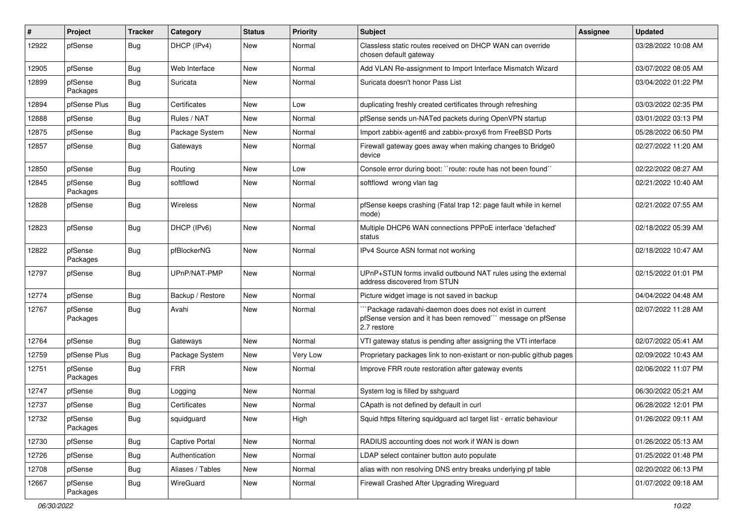| # | Project | Tracker | Category | Status | Priority | Subject | Assignee | Updated |
|---|---|---|---|---|---|---|---|---|
| 12922 | pfSense | Bug | DHCP (IPv4) | New | Normal | Classless static routes received on DHCP WAN can override chosen default gateway | | 03/28/2022 10:08 AM |
| 12905 | pfSense | Bug | Web Interface | New | Normal | Add VLAN Re-assignment to Import Interface Mismatch Wizard | | 03/07/2022 08:05 AM |
| 12899 | pfSense Packages | Bug | Suricata | New | Normal | Suricata doesn't honor Pass List | | 03/04/2022 01:22 PM |
| 12894 | pfSense Plus | Bug | Certificates | New | Low | duplicating freshly created certificates through refreshing | | 03/03/2022 02:35 PM |
| 12888 | pfSense | Bug | Rules / NAT | New | Normal | pfSense sends un-NATed packets during OpenVPN startup | | 03/01/2022 03:13 PM |
| 12875 | pfSense | Bug | Package System | New | Normal | Import zabbix-agent6 and zabbix-proxy6 from FreeBSD Ports | | 05/28/2022 06:50 PM |
| 12857 | pfSense | Bug | Gateways | New | Normal | Firewall gateway goes away when making changes to Bridge0 device | | 02/27/2022 11:20 AM |
| 12850 | pfSense | Bug | Routing | New | Low | Console error during boot: ``route: route has not been found`` | | 02/22/2022 08:27 AM |
| 12845 | pfSense Packages | Bug | softflowd | New | Normal | softflowd wrong vlan tag | | 02/21/2022 10:40 AM |
| 12828 | pfSense | Bug | Wireless | New | Normal | pfSense keeps crashing (Fatal trap 12: page fault while in kernel mode) | | 02/21/2022 07:55 AM |
| 12823 | pfSense | Bug | DHCP (IPv6) | New | Normal | Multiple DHCP6 WAN connections PPPoE interface 'defached' status | | 02/18/2022 05:39 AM |
| 12822 | pfSense Packages | Bug | pfBlockerNG | New | Normal | IPv4 Source ASN format not working | | 02/18/2022 10:47 AM |
| 12797 | pfSense | Bug | UPnP/NAT-PMP | New | Normal | UPnP+STUN forms invalid outbound NAT rules using the external address discovered from STUN | | 02/15/2022 01:01 PM |
| 12774 | pfSense | Bug | Backup / Restore | New | Normal | Picture widget image is not saved in backup | | 04/04/2022 04:48 AM |
| 12767 | pfSense Packages | Bug | Avahi | New | Normal | ```Package radavahi-daemon does does not exist in current pfSense version and it has been removed``` message on pfSense 2.7 restore | | 02/07/2022 11:28 AM |
| 12764 | pfSense | Bug | Gateways | New | Normal | VTI gateway status is pending after assigning the VTI interface | | 02/07/2022 05:41 AM |
| 12759 | pfSense Plus | Bug | Package System | New | Very Low | Proprietary packages link to non-existant or non-public github pages | | 02/09/2022 10:43 AM |
| 12751 | pfSense Packages | Bug | FRR | New | Normal | Improve FRR route restoration after gateway events | | 02/06/2022 11:07 PM |
| 12747 | pfSense | Bug | Logging | New | Normal | System log is filled by sshguard | | 06/30/2022 05:21 AM |
| 12737 | pfSense | Bug | Certificates | New | Normal | CApath is not defined by default in curl | | 06/28/2022 12:01 PM |
| 12732 | pfSense Packages | Bug | squidguard | New | High | Squid https filtering squidguard acl target list - erratic behaviour | | 01/26/2022 09:11 AM |
| 12730 | pfSense | Bug | Captive Portal | New | Normal | RADIUS accounting does not work if WAN is down | | 01/26/2022 05:13 AM |
| 12726 | pfSense | Bug | Authentication | New | Normal | LDAP select container button auto populate | | 01/25/2022 01:48 PM |
| 12708 | pfSense | Bug | Aliases / Tables | New | Normal | alias with non resolving DNS entry breaks underlying pf table | | 02/20/2022 06:13 PM |
| 12667 | pfSense Packages | Bug | WireGuard | New | Normal | Firewall Crashed After Upgrading Wireguard | | 01/07/2022 09:18 AM |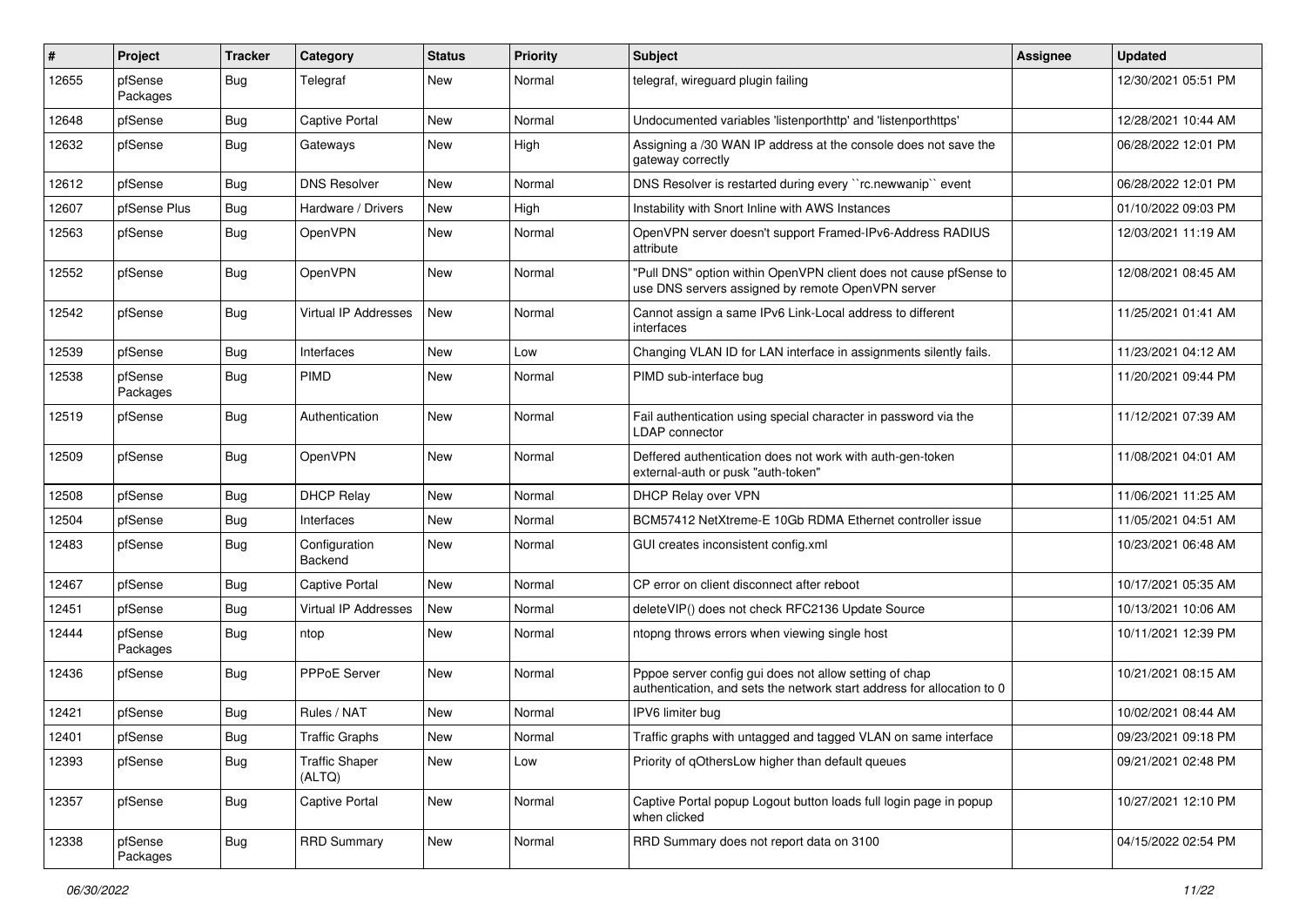| # | Project | Tracker | Category | Status | Priority | Subject | Assignee | Updated |
|---|---|---|---|---|---|---|---|---|
| 12655 | pfSense Packages | Bug | Telegraf | New | Normal | telegraf, wireguard plugin failing | | 12/30/2021 05:51 PM |
| 12648 | pfSense | Bug | Captive Portal | New | Normal | Undocumented variables 'listenporthttp' and 'listenporthttps' | | 12/28/2021 10:44 AM |
| 12632 | pfSense | Bug | Gateways | New | High | Assigning a /30 WAN IP address at the console does not save the gateway correctly | | 06/28/2022 12:01 PM |
| 12612 | pfSense | Bug | DNS Resolver | New | Normal | DNS Resolver is restarted during every ``rc.newwanip`` event | | 06/28/2022 12:01 PM |
| 12607 | pfSense Plus | Bug | Hardware / Drivers | New | High | Instability with Snort Inline with AWS Instances | | 01/10/2022 09:03 PM |
| 12563 | pfSense | Bug | OpenVPN | New | Normal | OpenVPN server doesn't support Framed-IPv6-Address RADIUS attribute | | 12/03/2021 11:19 AM |
| 12552 | pfSense | Bug | OpenVPN | New | Normal | "Pull DNS" option within OpenVPN client does not cause pfSense to use DNS servers assigned by remote OpenVPN server | | 12/08/2021 08:45 AM |
| 12542 | pfSense | Bug | Virtual IP Addresses | New | Normal | Cannot assign a same IPv6 Link-Local address to different interfaces | | 11/25/2021 01:41 AM |
| 12539 | pfSense | Bug | Interfaces | New | Low | Changing VLAN ID for LAN interface in assignments silently fails. | | 11/23/2021 04:12 AM |
| 12538 | pfSense Packages | Bug | PIMD | New | Normal | PIMD sub-interface bug | | 11/20/2021 09:44 PM |
| 12519 | pfSense | Bug | Authentication | New | Normal | Fail authentication using special character in password via the LDAP connector | | 11/12/2021 07:39 AM |
| 12509 | pfSense | Bug | OpenVPN | New | Normal | Deffered authentication does not work with auth-gen-token external-auth or pusk "auth-token" | | 11/08/2021 04:01 AM |
| 12508 | pfSense | Bug | DHCP Relay | New | Normal | DHCP Relay over VPN | | 11/06/2021 11:25 AM |
| 12504 | pfSense | Bug | Interfaces | New | Normal | BCM57412 NetXtreme-E 10Gb RDMA Ethernet controller issue | | 11/05/2021 04:51 AM |
| 12483 | pfSense | Bug | Configuration Backend | New | Normal | GUI creates inconsistent config.xml | | 10/23/2021 06:48 AM |
| 12467 | pfSense | Bug | Captive Portal | New | Normal | CP error on client disconnect after reboot | | 10/17/2021 05:35 AM |
| 12451 | pfSense | Bug | Virtual IP Addresses | New | Normal | deleteVIP() does not check RFC2136 Update Source | | 10/13/2021 10:06 AM |
| 12444 | pfSense Packages | Bug | ntop | New | Normal | ntopng throws errors when viewing single host | | 10/11/2021 12:39 PM |
| 12436 | pfSense | Bug | PPPoE Server | New | Normal | Pppoe server config gui does not allow setting of chap authentication, and sets the network start address for allocation to 0 | | 10/21/2021 08:15 AM |
| 12421 | pfSense | Bug | Rules / NAT | New | Normal | IPV6 limiter bug | | 10/02/2021 08:44 AM |
| 12401 | pfSense | Bug | Traffic Graphs | New | Normal | Traffic graphs with untagged and tagged VLAN on same interface | | 09/23/2021 09:18 PM |
| 12393 | pfSense | Bug | Traffic Shaper (ALTQ) | New | Low | Priority of qOthersLow higher than default queues | | 09/21/2021 02:48 PM |
| 12357 | pfSense | Bug | Captive Portal | New | Normal | Captive Portal popup Logout button loads full login page in popup when clicked | | 10/27/2021 12:10 PM |
| 12338 | pfSense Packages | Bug | RRD Summary | New | Normal | RRD Summary does not report data on 3100 | | 04/15/2022 02:54 PM |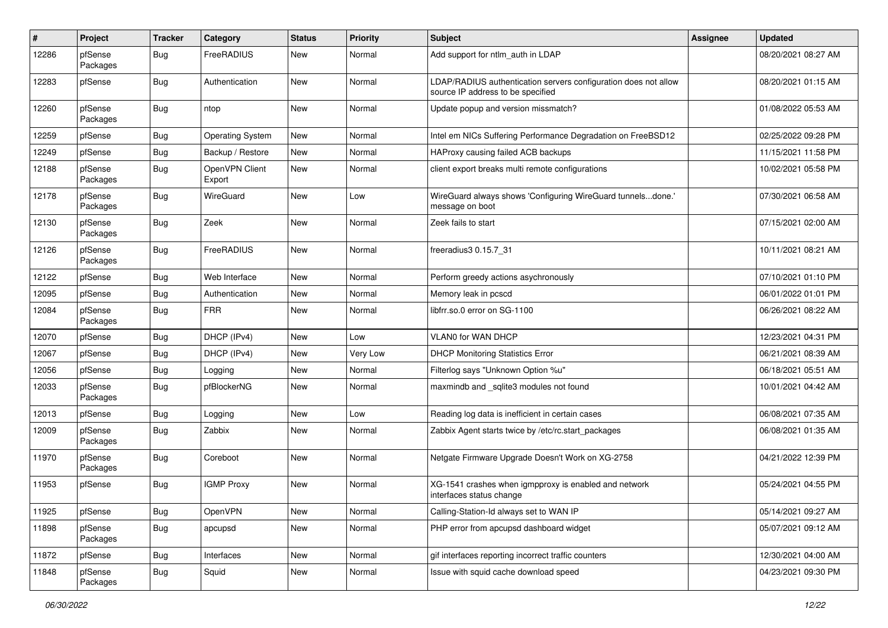| # | Project | Tracker | Category | Status | Priority | Subject | Assignee | Updated |
|---|---|---|---|---|---|---|---|---|
| 12286 | pfSense Packages | Bug | FreeRADIUS | New | Normal | Add support for ntlm_auth in LDAP | | 08/20/2021 08:27 AM |
| 12283 | pfSense | Bug | Authentication | New | Normal | LDAP/RADIUS authentication servers configuration does not allow source IP address to be specified | | 08/20/2021 01:15 AM |
| 12260 | pfSense Packages | Bug | ntop | New | Normal | Update popup and version missmatch? | | 01/08/2022 05:53 AM |
| 12259 | pfSense | Bug | Operating System | New | Normal | Intel em NICs Suffering Performance Degradation on FreeBSD12 | | 02/25/2022 09:28 PM |
| 12249 | pfSense | Bug | Backup / Restore | New | Normal | HAProxy causing failed ACB backups | | 11/15/2021 11:58 PM |
| 12188 | pfSense Packages | Bug | OpenVPN Client Export | New | Normal | client export breaks multi remote configurations | | 10/02/2021 05:58 PM |
| 12178 | pfSense Packages | Bug | WireGuard | New | Low | WireGuard always shows 'Configuring WireGuard tunnels...done.' message on boot | | 07/30/2021 06:58 AM |
| 12130 | pfSense Packages | Bug | Zeek | New | Normal | Zeek fails to start | | 07/15/2021 02:00 AM |
| 12126 | pfSense Packages | Bug | FreeRADIUS | New | Normal | freeradius3 0.15.7_31 | | 10/11/2021 08:21 AM |
| 12122 | pfSense | Bug | Web Interface | New | Normal | Perform greedy actions asychronously | | 07/10/2021 01:10 PM |
| 12095 | pfSense | Bug | Authentication | New | Normal | Memory leak in pcscd | | 06/01/2022 01:01 PM |
| 12084 | pfSense Packages | Bug | FRR | New | Normal | libfrr.so.0 error on SG-1100 | | 06/26/2021 08:22 AM |
| 12070 | pfSense | Bug | DHCP (IPv4) | New | Low | VLAN0 for WAN DHCP | | 12/23/2021 04:31 PM |
| 12067 | pfSense | Bug | DHCP (IPv4) | New | Very Low | DHCP Monitoring Statistics Error | | 06/21/2021 08:39 AM |
| 12056 | pfSense | Bug | Logging | New | Normal | Filterlog says "Unknown Option %u" | | 06/18/2021 05:51 AM |
| 12033 | pfSense Packages | Bug | pfBlockerNG | New | Normal | maxmindb and _sqlite3 modules not found | | 10/01/2021 04:42 AM |
| 12013 | pfSense | Bug | Logging | New | Low | Reading log data is inefficient in certain cases | | 06/08/2021 07:35 AM |
| 12009 | pfSense Packages | Bug | Zabbix | New | Normal | Zabbix Agent starts twice by /etc/rc.start_packages | | 06/08/2021 01:35 AM |
| 11970 | pfSense Packages | Bug | Coreboot | New | Normal | Netgate Firmware Upgrade Doesn't Work on XG-2758 | | 04/21/2022 12:39 PM |
| 11953 | pfSense | Bug | IGMP Proxy | New | Normal | XG-1541 crashes when igmpproxy is enabled and network interfaces status change | | 05/24/2021 04:55 PM |
| 11925 | pfSense | Bug | OpenVPN | New | Normal | Calling-Station-Id always set to WAN IP | | 05/14/2021 09:27 AM |
| 11898 | pfSense Packages | Bug | apcupsd | New | Normal | PHP error from apcupsd dashboard widget | | 05/07/2021 09:12 AM |
| 11872 | pfSense | Bug | Interfaces | New | Normal | gif interfaces reporting incorrect traffic counters | | 12/30/2021 04:00 AM |
| 11848 | pfSense Packages | Bug | Squid | New | Normal | Issue with squid cache download speed | | 04/23/2021 09:30 PM |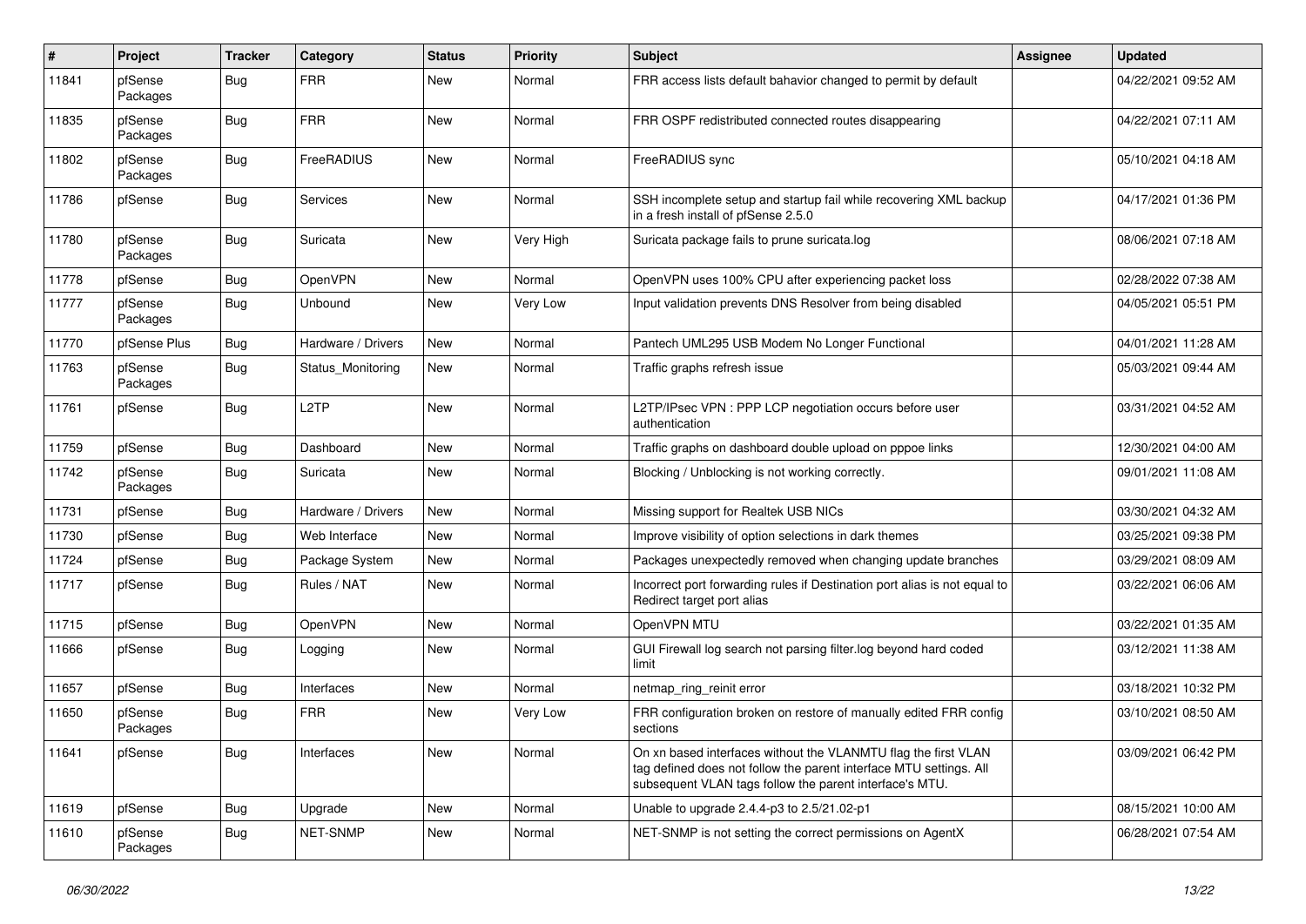| # | Project | Tracker | Category | Status | Priority | Subject | Assignee | Updated |
|---|---|---|---|---|---|---|---|---|
| 11841 | pfSense Packages | Bug | FRR | New | Normal | FRR access lists default bahavior changed to permit by default | | 04/22/2021 09:52 AM |
| 11835 | pfSense Packages | Bug | FRR | New | Normal | FRR OSPF redistributed connected routes disappearing | | 04/22/2021 07:11 AM |
| 11802 | pfSense Packages | Bug | FreeRADIUS | New | Normal | FreeRADIUS sync | | 05/10/2021 04:18 AM |
| 11786 | pfSense | Bug | Services | New | Normal | SSH incomplete setup and startup fail while recovering XML backup in a fresh install of pfSense 2.5.0 | | 04/17/2021 01:36 PM |
| 11780 | pfSense Packages | Bug | Suricata | New | Very High | Suricata package fails to prune suricata.log | | 08/06/2021 07:18 AM |
| 11778 | pfSense | Bug | OpenVPN | New | Normal | OpenVPN uses 100% CPU after experiencing packet loss | | 02/28/2022 07:38 AM |
| 11777 | pfSense Packages | Bug | Unbound | New | Very Low | Input validation prevents DNS Resolver from being disabled | | 04/05/2021 05:51 PM |
| 11770 | pfSense Plus | Bug | Hardware / Drivers | New | Normal | Pantech UML295 USB Modem No Longer Functional | | 04/01/2021 11:28 AM |
| 11763 | pfSense Packages | Bug | Status_Monitoring | New | Normal | Traffic graphs refresh issue | | 05/03/2021 09:44 AM |
| 11761 | pfSense | Bug | L2TP | New | Normal | L2TP/IPsec VPN : PPP LCP negotiation occurs before user authentication | | 03/31/2021 04:52 AM |
| 11759 | pfSense | Bug | Dashboard | New | Normal | Traffic graphs on dashboard double upload on pppoe links | | 12/30/2021 04:00 AM |
| 11742 | pfSense Packages | Bug | Suricata | New | Normal | Blocking / Unblocking is not working correctly. | | 09/01/2021 11:08 AM |
| 11731 | pfSense | Bug | Hardware / Drivers | New | Normal | Missing support for Realtek USB NICs | | 03/30/2021 04:32 AM |
| 11730 | pfSense | Bug | Web Interface | New | Normal | Improve visibility of option selections in dark themes | | 03/25/2021 09:38 PM |
| 11724 | pfSense | Bug | Package System | New | Normal | Packages unexpectedly removed when changing update branches | | 03/29/2021 08:09 AM |
| 11717 | pfSense | Bug | Rules / NAT | New | Normal | Incorrect port forwarding rules if Destination port alias is not equal to Redirect target port alias | | 03/22/2021 06:06 AM |
| 11715 | pfSense | Bug | OpenVPN | New | Normal | OpenVPN MTU | | 03/22/2021 01:35 AM |
| 11666 | pfSense | Bug | Logging | New | Normal | GUI Firewall log search not parsing filter.log beyond hard coded limit | | 03/12/2021 11:38 AM |
| 11657 | pfSense | Bug | Interfaces | New | Normal | netmap_ring_reinit error | | 03/18/2021 10:32 PM |
| 11650 | pfSense Packages | Bug | FRR | New | Very Low | FRR configuration broken on restore of manually edited FRR config sections | | 03/10/2021 08:50 AM |
| 11641 | pfSense | Bug | Interfaces | New | Normal | On xn based interfaces without the VLANMTU flag the first VLAN tag defined does not follow the parent interface MTU settings. All subsequent VLAN tags follow the parent interface's MTU. | | 03/09/2021 06:42 PM |
| 11619 | pfSense | Bug | Upgrade | New | Normal | Unable to upgrade 2.4.4-p3 to 2.5/21.02-p1 | | 08/15/2021 10:00 AM |
| 11610 | pfSense Packages | Bug | NET-SNMP | New | Normal | NET-SNMP is not setting the correct permissions on AgentX | | 06/28/2021 07:54 AM |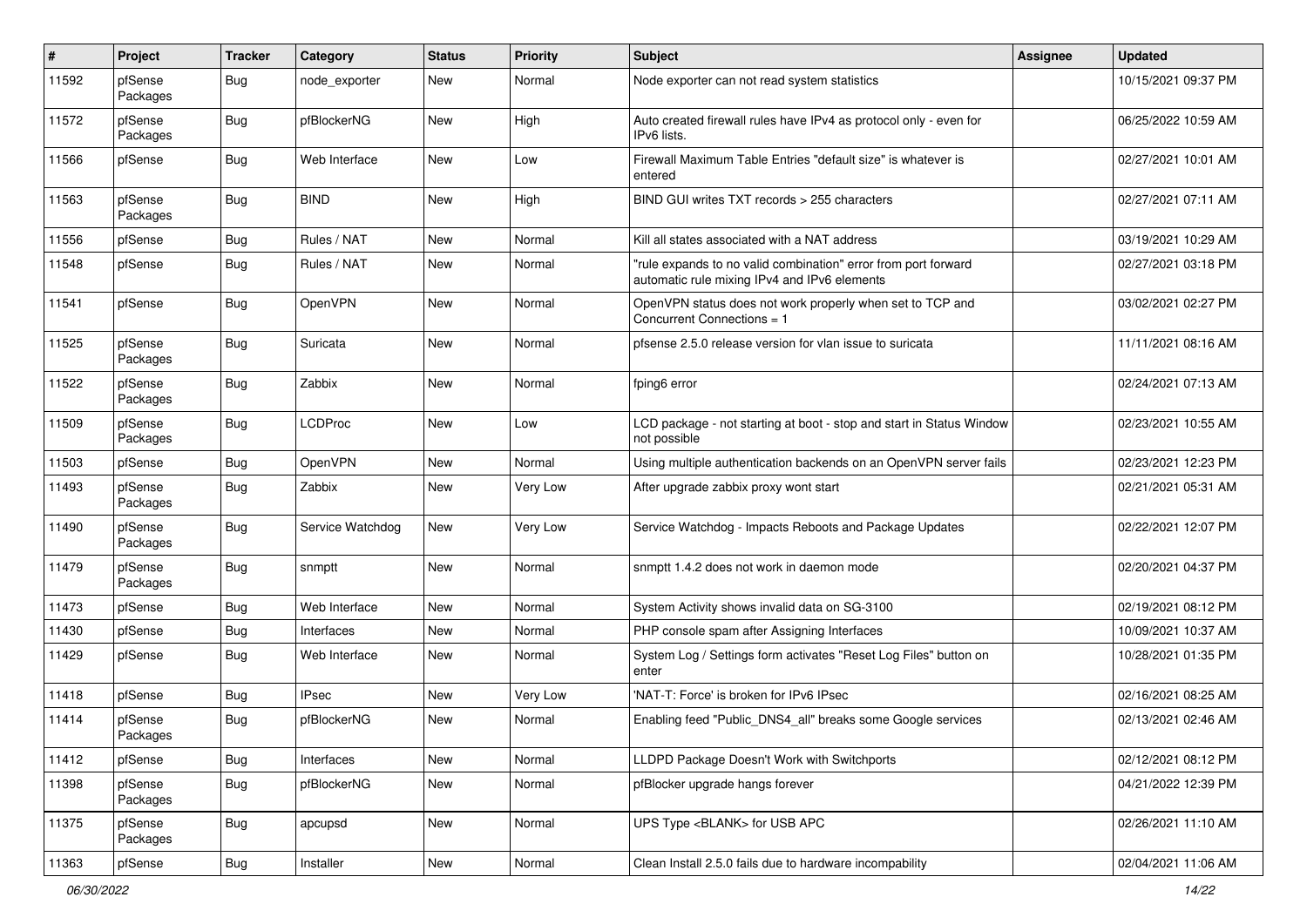| # | Project | Tracker | Category | Status | Priority | Subject | Assignee | Updated |
|---|---|---|---|---|---|---|---|---|
| 11592 | pfSense Packages | Bug | node_exporter | New | Normal | Node exporter can not read system statistics | | 10/15/2021 09:37 PM |
| 11572 | pfSense Packages | Bug | pfBlockerNG | New | High | Auto created firewall rules have IPv4 as protocol only - even for IPv6 lists. | | 06/25/2022 10:59 AM |
| 11566 | pfSense | Bug | Web Interface | New | Low | Firewall Maximum Table Entries "default size" is whatever is entered | | 02/27/2021 10:01 AM |
| 11563 | pfSense Packages | Bug | BIND | New | High | BIND GUI writes TXT records > 255 characters | | 02/27/2021 07:11 AM |
| 11556 | pfSense | Bug | Rules / NAT | New | Normal | Kill all states associated with a NAT address | | 03/19/2021 10:29 AM |
| 11548 | pfSense | Bug | Rules / NAT | New | Normal | "rule expands to no valid combination" error from port forward automatic rule mixing IPv4 and IPv6 elements | | 02/27/2021 03:18 PM |
| 11541 | pfSense | Bug | OpenVPN | New | Normal | OpenVPN status does not work properly when set to TCP and Concurrent Connections = 1 | | 03/02/2021 02:27 PM |
| 11525 | pfSense Packages | Bug | Suricata | New | Normal | pfsense 2.5.0 release version for vlan issue to suricata | | 11/11/2021 08:16 AM |
| 11522 | pfSense Packages | Bug | Zabbix | New | Normal | fping6 error | | 02/24/2021 07:13 AM |
| 11509 | pfSense Packages | Bug | LCDProc | New | Low | LCD package - not starting at boot - stop and start in Status Window not possible | | 02/23/2021 10:55 AM |
| 11503 | pfSense | Bug | OpenVPN | New | Normal | Using multiple authentication backends on an OpenVPN server fails | | 02/23/2021 12:23 PM |
| 11493 | pfSense Packages | Bug | Zabbix | New | Very Low | After upgrade zabbix proxy wont start | | 02/21/2021 05:31 AM |
| 11490 | pfSense Packages | Bug | Service Watchdog | New | Very Low | Service Watchdog - Impacts Reboots and Package Updates | | 02/22/2021 12:07 PM |
| 11479 | pfSense Packages | Bug | snmptt | New | Normal | snmptt 1.4.2 does not work in daemon mode | | 02/20/2021 04:37 PM |
| 11473 | pfSense | Bug | Web Interface | New | Normal | System Activity shows invalid data on SG-3100 | | 02/19/2021 08:12 PM |
| 11430 | pfSense | Bug | Interfaces | New | Normal | PHP console spam after Assigning Interfaces | | 10/09/2021 10:37 AM |
| 11429 | pfSense | Bug | Web Interface | New | Normal | System Log / Settings form activates "Reset Log Files" button on enter | | 10/28/2021 01:35 PM |
| 11418 | pfSense | Bug | IPsec | New | Very Low | 'NAT-T: Force' is broken for IPv6 IPsec | | 02/16/2021 08:25 AM |
| 11414 | pfSense Packages | Bug | pfBlockerNG | New | Normal | Enabling feed "Public_DNS4_all" breaks some Google services | | 02/13/2021 02:46 AM |
| 11412 | pfSense | Bug | Interfaces | New | Normal | LLDPD Package Doesn't Work with Switchports | | 02/12/2021 08:12 PM |
| 11398 | pfSense Packages | Bug | pfBlockerNG | New | Normal | pfBlocker upgrade hangs forever | | 04/21/2022 12:39 PM |
| 11375 | pfSense Packages | Bug | apcupsd | New | Normal | UPS Type <BLANK> for USB APC | | 02/26/2021 11:10 AM |
| 11363 | pfSense | Bug | Installer | New | Normal | Clean Install 2.5.0 fails due to hardware incompability | | 02/04/2021 11:06 AM |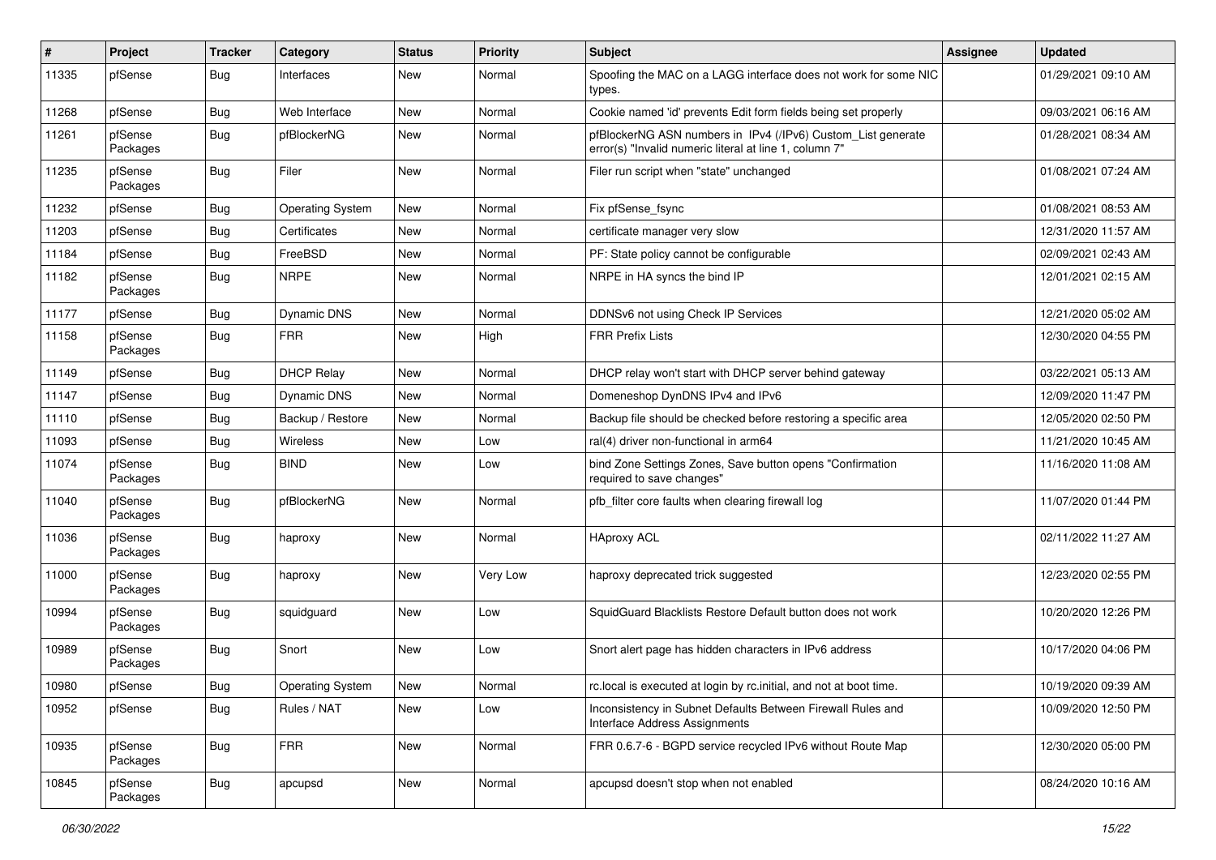| # | Project | Tracker | Category | Status | Priority | Subject | Assignee | Updated |
|---|---|---|---|---|---|---|---|---|
| 11335 | pfSense | Bug | Interfaces | New | Normal | Spoofing the MAC on a LAGG interface does not work for some NIC types. | | 01/29/2021 09:10 AM |
| 11268 | pfSense | Bug | Web Interface | New | Normal | Cookie named 'id' prevents Edit form fields being set properly | | 09/03/2021 06:16 AM |
| 11261 | pfSense Packages | Bug | pfBlockerNG | New | Normal | pfBlockerNG ASN numbers in IPv4 (/IPv6) Custom_List generate error(s) "Invalid numeric literal at line 1, column 7" | | 01/28/2021 08:34 AM |
| 11235 | pfSense Packages | Bug | Filer | New | Normal | Filer run script when "state" unchanged | | 01/08/2021 07:24 AM |
| 11232 | pfSense | Bug | Operating System | New | Normal | Fix pfSense_fsync | | 01/08/2021 08:53 AM |
| 11203 | pfSense | Bug | Certificates | New | Normal | certificate manager very slow | | 12/31/2020 11:57 AM |
| 11184 | pfSense | Bug | FreeBSD | New | Normal | PF: State policy cannot be configurable | | 02/09/2021 02:43 AM |
| 11182 | pfSense Packages | Bug | NRPE | New | Normal | NRPE in HA syncs the bind IP | | 12/01/2021 02:15 AM |
| 11177 | pfSense | Bug | Dynamic DNS | New | Normal | DDNSv6 not using Check IP Services | | 12/21/2020 05:02 AM |
| 11158 | pfSense Packages | Bug | FRR | New | High | FRR Prefix Lists | | 12/30/2020 04:55 PM |
| 11149 | pfSense | Bug | DHCP Relay | New | Normal | DHCP relay won't start with DHCP server behind gateway | | 03/22/2021 05:13 AM |
| 11147 | pfSense | Bug | Dynamic DNS | New | Normal | Domeneshop DynDNS IPv4 and IPv6 | | 12/09/2020 11:47 PM |
| 11110 | pfSense | Bug | Backup / Restore | New | Normal | Backup file should be checked before restoring a specific area | | 12/05/2020 02:50 PM |
| 11093 | pfSense | Bug | Wireless | New | Low | ral(4) driver non-functional in arm64 | | 11/21/2020 10:45 AM |
| 11074 | pfSense Packages | Bug | BIND | New | Low | bind Zone Settings Zones, Save button opens "Confirmation required to save changes" | | 11/16/2020 11:08 AM |
| 11040 | pfSense Packages | Bug | pfBlockerNG | New | Normal | pfb_filter core faults when clearing firewall log | | 11/07/2020 01:44 PM |
| 11036 | pfSense Packages | Bug | haproxy | New | Normal | HAproxy ACL | | 02/11/2022 11:27 AM |
| 11000 | pfSense Packages | Bug | haproxy | New | Very Low | haproxy deprecated trick suggested | | 12/23/2020 02:55 PM |
| 10994 | pfSense Packages | Bug | squidguard | New | Low | SquidGuard Blacklists Restore Default button does not work | | 10/20/2020 12:26 PM |
| 10989 | pfSense Packages | Bug | Snort | New | Low | Snort alert page has hidden characters in IPv6 address | | 10/17/2020 04:06 PM |
| 10980 | pfSense | Bug | Operating System | New | Normal | rc.local is executed at login by rc.initial, and not at boot time. | | 10/19/2020 09:39 AM |
| 10952 | pfSense | Bug | Rules / NAT | New | Low | Inconsistency in Subnet Defaults Between Firewall Rules and Interface Address Assignments | | 10/09/2020 12:50 PM |
| 10935 | pfSense Packages | Bug | FRR | New | Normal | FRR 0.6.7-6 - BGPD service recycled IPv6 without Route Map | | 12/30/2020 05:00 PM |
| 10845 | pfSense Packages | Bug | apcupsd | New | Normal | apcupsd doesn't stop when not enabled | | 08/24/2020 10:16 AM |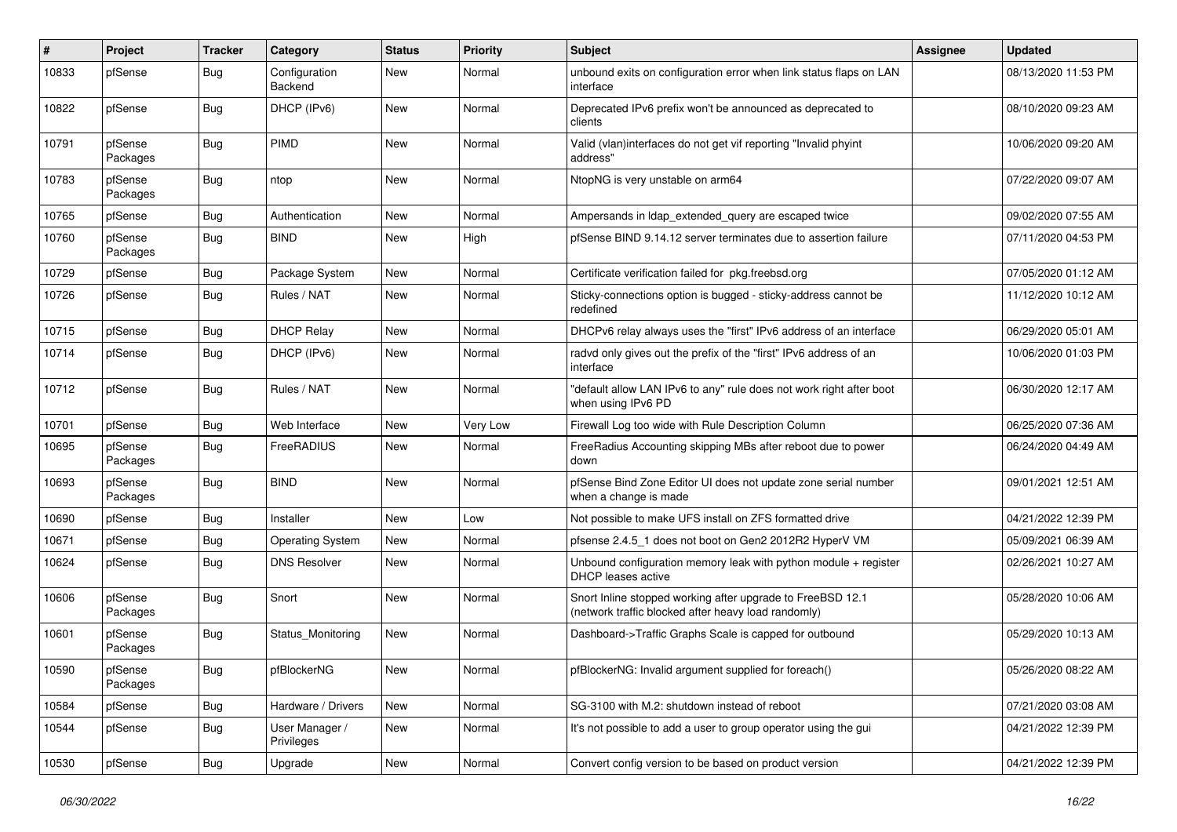| # | Project | Tracker | Category | Status | Priority | Subject | Assignee | Updated |
|---|---|---|---|---|---|---|---|---|
| 10833 | pfSense | Bug | Configuration Backend | New | Normal | unbound exits on configuration error when link status flaps on LAN interface | | 08/13/2020 11:53 PM |
| 10822 | pfSense | Bug | DHCP (IPv6) | New | Normal | Deprecated IPv6 prefix won't be announced as deprecated to clients | | 08/10/2020 09:23 AM |
| 10791 | pfSense Packages | Bug | PIMD | New | Normal | Valid (vlan)interfaces do not get vif reporting "Invalid phyint address" | | 10/06/2020 09:20 AM |
| 10783 | pfSense Packages | Bug | ntop | New | Normal | NtopNG is very unstable on arm64 | | 07/22/2020 09:07 AM |
| 10765 | pfSense | Bug | Authentication | New | Normal | Ampersands in ldap_extended_query are escaped twice | | 09/02/2020 07:55 AM |
| 10760 | pfSense Packages | Bug | BIND | New | High | pfSense BIND 9.14.12 server terminates due to assertion failure | | 07/11/2020 04:53 PM |
| 10729 | pfSense | Bug | Package System | New | Normal | Certificate verification failed for pkg.freebsd.org | | 07/05/2020 01:12 AM |
| 10726 | pfSense | Bug | Rules / NAT | New | Normal | Sticky-connections option is bugged - sticky-address cannot be redefined | | 11/12/2020 10:12 AM |
| 10715 | pfSense | Bug | DHCP Relay | New | Normal | DHCPv6 relay always uses the "first" IPv6 address of an interface | | 06/29/2020 05:01 AM |
| 10714 | pfSense | Bug | DHCP (IPv6) | New | Normal | radvd only gives out the prefix of the "first" IPv6 address of an interface | | 10/06/2020 01:03 PM |
| 10712 | pfSense | Bug | Rules / NAT | New | Normal | "default allow LAN IPv6 to any" rule does not work right after boot when using IPv6 PD | | 06/30/2020 12:17 AM |
| 10701 | pfSense | Bug | Web Interface | New | Very Low | Firewall Log too wide with Rule Description Column | | 06/25/2020 07:36 AM |
| 10695 | pfSense Packages | Bug | FreeRADIUS | New | Normal | FreeRadius Accounting skipping MBs after reboot due to power down | | 06/24/2020 04:49 AM |
| 10693 | pfSense Packages | Bug | BIND | New | Normal | pfSense Bind Zone Editor UI does not update zone serial number when a change is made | | 09/01/2021 12:51 AM |
| 10690 | pfSense | Bug | Installer | New | Low | Not possible to make UFS install on ZFS formatted drive | | 04/21/2022 12:39 PM |
| 10671 | pfSense | Bug | Operating System | New | Normal | pfsense 2.4.5_1 does not boot on Gen2 2012R2 HyperV VM | | 05/09/2021 06:39 AM |
| 10624 | pfSense | Bug | DNS Resolver | New | Normal | Unbound configuration memory leak with python module + register DHCP leases active | | 02/26/2021 10:27 AM |
| 10606 | pfSense Packages | Bug | Snort | New | Normal | Snort Inline stopped working after upgrade to FreeBSD 12.1 (network traffic blocked after heavy load randomly) | | 05/28/2020 10:06 AM |
| 10601 | pfSense Packages | Bug | Status_Monitoring | New | Normal | Dashboard->Traffic Graphs Scale is capped for outbound | | 05/29/2020 10:13 AM |
| 10590 | pfSense Packages | Bug | pfBlockerNG | New | Normal | pfBlockerNG: Invalid argument supplied for foreach() | | 05/26/2020 08:22 AM |
| 10584 | pfSense | Bug | Hardware / Drivers | New | Normal | SG-3100 with M.2: shutdown instead of reboot | | 07/21/2020 03:08 AM |
| 10544 | pfSense | Bug | User Manager / Privileges | New | Normal | It's not possible to add a user to group operator using the gui | | 04/21/2022 12:39 PM |
| 10530 | pfSense | Bug | Upgrade | New | Normal | Convert config version to be based on product version | | 04/21/2022 12:39 PM |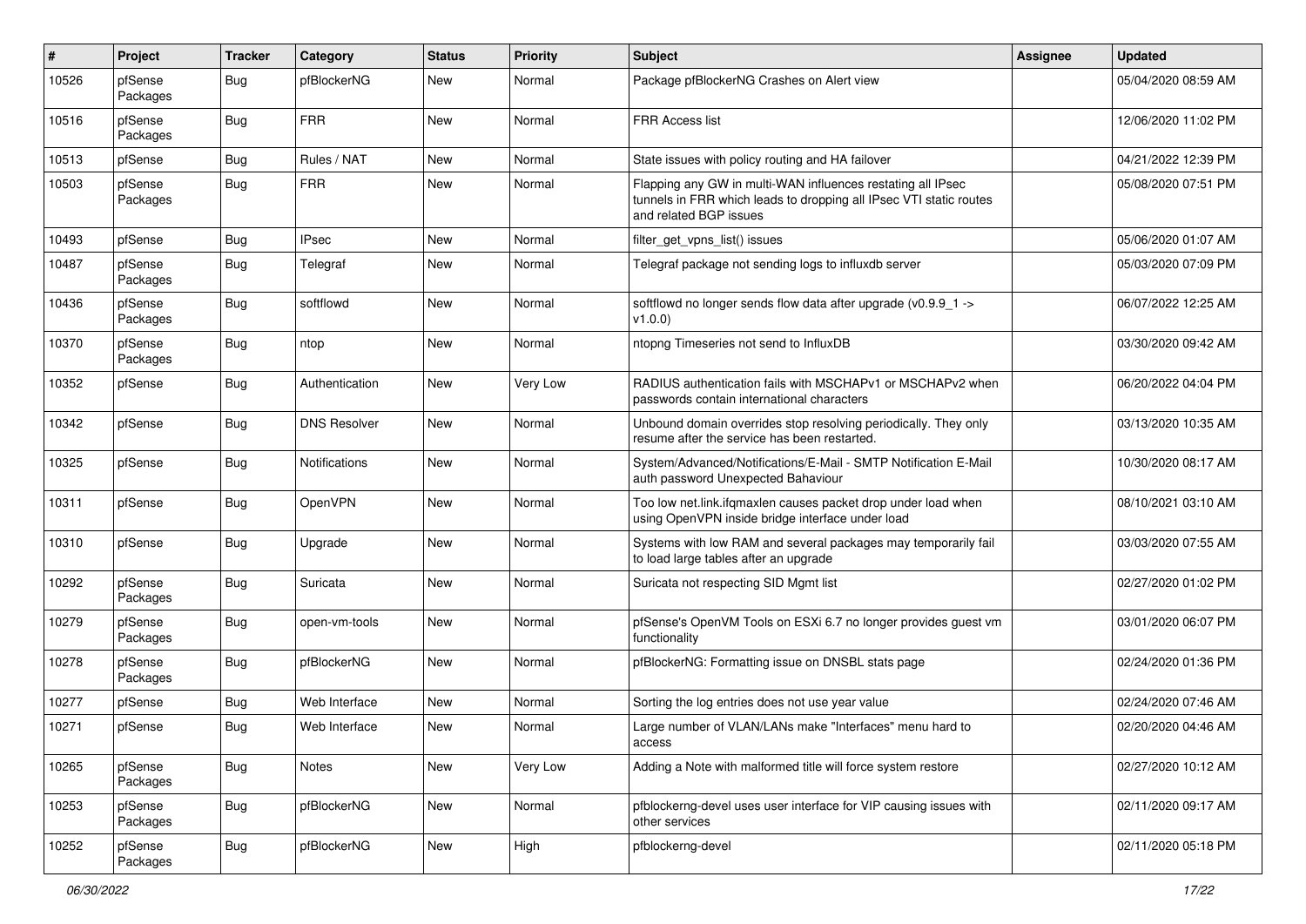| # | Project | Tracker | Category | Status | Priority | Subject | Assignee | Updated |
|---|---|---|---|---|---|---|---|---|
| 10526 | pfSense Packages | Bug | pfBlockerNG | New | Normal | Package pfBlockerNG Crashes on Alert view | | 05/04/2020 08:59 AM |
| 10516 | pfSense Packages | Bug | FRR | New | Normal | FRR Access list | | 12/06/2020 11:02 PM |
| 10513 | pfSense | Bug | Rules / NAT | New | Normal | State issues with policy routing and HA failover | | 04/21/2022 12:39 PM |
| 10503 | pfSense Packages | Bug | FRR | New | Normal | Flapping any GW in multi-WAN influences restating all IPsec tunnels in FRR which leads to dropping all IPsec VTI static routes and related BGP issues | | 05/08/2020 07:51 PM |
| 10493 | pfSense | Bug | IPsec | New | Normal | filter_get_vpns_list() issues | | 05/06/2020 01:07 AM |
| 10487 | pfSense Packages | Bug | Telegraf | New | Normal | Telegraf package not sending logs to influxdb server | | 05/03/2020 07:09 PM |
| 10436 | pfSense Packages | Bug | softflowd | New | Normal | softflowd no longer sends flow data after upgrade (v0.9.9_1 -> v1.0.0) | | 06/07/2022 12:25 AM |
| 10370 | pfSense Packages | Bug | ntop | New | Normal | ntopng Timeseries not send to InfluxDB | | 03/30/2020 09:42 AM |
| 10352 | pfSense | Bug | Authentication | New | Very Low | RADIUS authentication fails with MSCHAPv1 or MSCHAPv2 when passwords contain international characters | | 06/20/2022 04:04 PM |
| 10342 | pfSense | Bug | DNS Resolver | New | Normal | Unbound domain overrides stop resolving periodically. They only resume after the service has been restarted. | | 03/13/2020 10:35 AM |
| 10325 | pfSense | Bug | Notifications | New | Normal | System/Advanced/Notifications/E-Mail - SMTP Notification E-Mail auth password Unexpected Bahaviour | | 10/30/2020 08:17 AM |
| 10311 | pfSense | Bug | OpenVPN | New | Normal | Too low net.link.ifqmaxlen causes packet drop under load when using OpenVPN inside bridge interface under load | | 08/10/2021 03:10 AM |
| 10310 | pfSense | Bug | Upgrade | New | Normal | Systems with low RAM and several packages may temporarily fail to load large tables after an upgrade | | 03/03/2020 07:55 AM |
| 10292 | pfSense Packages | Bug | Suricata | New | Normal | Suricata not respecting SID Mgmt list | | 02/27/2020 01:02 PM |
| 10279 | pfSense Packages | Bug | open-vm-tools | New | Normal | pfSense's OpenVM Tools on ESXi 6.7 no longer provides guest vm functionality | | 03/01/2020 06:07 PM |
| 10278 | pfSense Packages | Bug | pfBlockerNG | New | Normal | pfBlockerNG: Formatting issue on DNSBL stats page | | 02/24/2020 01:36 PM |
| 10277 | pfSense | Bug | Web Interface | New | Normal | Sorting the log entries does not use year value | | 02/24/2020 07:46 AM |
| 10271 | pfSense | Bug | Web Interface | New | Normal | Large number of VLAN/LANs make "Interfaces" menu hard to access | | 02/20/2020 04:46 AM |
| 10265 | pfSense Packages | Bug | Notes | New | Very Low | Adding a Note with malformed title will force system restore | | 02/27/2020 10:12 AM |
| 10253 | pfSense Packages | Bug | pfBlockerNG | New | Normal | pfblockerng-devel uses user interface for VIP causing issues with other services | | 02/11/2020 09:17 AM |
| 10252 | pfSense Packages | Bug | pfBlockerNG | New | High | pfblockerng-devel | | 02/11/2020 05:18 PM |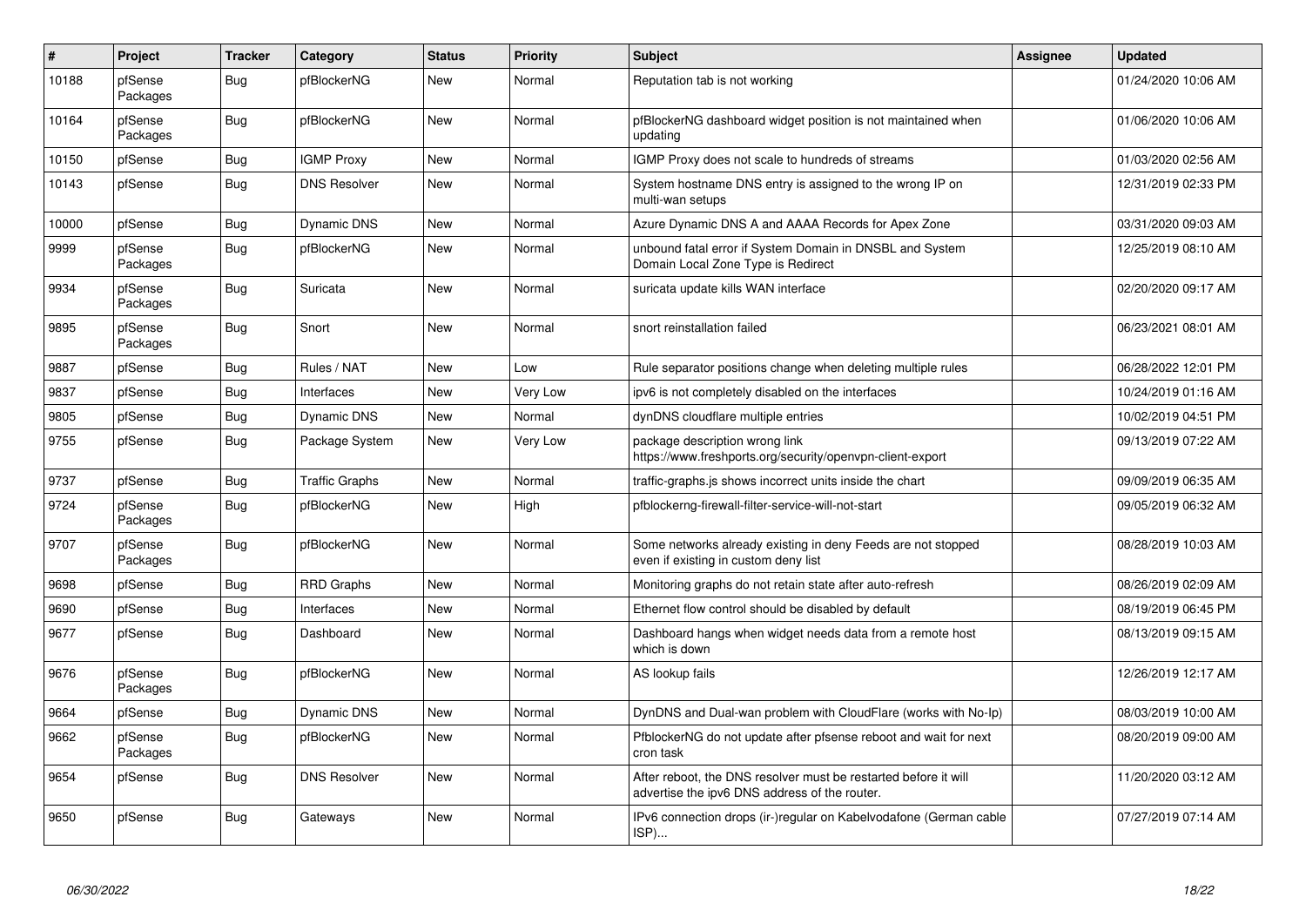| # | Project | Tracker | Category | Status | Priority | Subject | Assignee | Updated |
|---|---|---|---|---|---|---|---|---|
| 10188 | pfSense Packages | Bug | pfBlockerNG | New | Normal | Reputation tab is not working | | 01/24/2020 10:06 AM |
| 10164 | pfSense Packages | Bug | pfBlockerNG | New | Normal | pfBlockerNG dashboard widget position is not maintained when updating | | 01/06/2020 10:06 AM |
| 10150 | pfSense | Bug | IGMP Proxy | New | Normal | IGMP Proxy does not scale to hundreds of streams | | 01/03/2020 02:56 AM |
| 10143 | pfSense | Bug | DNS Resolver | New | Normal | System hostname DNS entry is assigned to the wrong IP on multi-wan setups | | 12/31/2019 02:33 PM |
| 10000 | pfSense | Bug | Dynamic DNS | New | Normal | Azure Dynamic DNS A and AAAA Records for Apex Zone | | 03/31/2020 09:03 AM |
| 9999 | pfSense Packages | Bug | pfBlockerNG | New | Normal | unbound fatal error if System Domain in DNSBL and System Domain Local Zone Type is Redirect | | 12/25/2019 08:10 AM |
| 9934 | pfSense Packages | Bug | Suricata | New | Normal | suricata update kills WAN interface | | 02/20/2020 09:17 AM |
| 9895 | pfSense Packages | Bug | Snort | New | Normal | snort reinstallation failed | | 06/23/2021 08:01 AM |
| 9887 | pfSense | Bug | Rules / NAT | New | Low | Rule separator positions change when deleting multiple rules | | 06/28/2022 12:01 PM |
| 9837 | pfSense | Bug | Interfaces | New | Very Low | ipv6 is not completely disabled on the interfaces | | 10/24/2019 01:16 AM |
| 9805 | pfSense | Bug | Dynamic DNS | New | Normal | dynDNS cloudflare multiple entries | | 10/02/2019 04:51 PM |
| 9755 | pfSense | Bug | Package System | New | Very Low | package description wrong link https://www.freshports.org/security/openvpn-client-export | | 09/13/2019 07:22 AM |
| 9737 | pfSense | Bug | Traffic Graphs | New | Normal | traffic-graphs.js shows incorrect units inside the chart | | 09/09/2019 06:35 AM |
| 9724 | pfSense Packages | Bug | pfBlockerNG | New | High | pfblockerng-firewall-filter-service-will-not-start | | 09/05/2019 06:32 AM |
| 9707 | pfSense Packages | Bug | pfBlockerNG | New | Normal | Some networks already existing in deny Feeds are not stopped even if existing in custom deny list | | 08/28/2019 10:03 AM |
| 9698 | pfSense | Bug | RRD Graphs | New | Normal | Monitoring graphs do not retain state after auto-refresh | | 08/26/2019 02:09 AM |
| 9690 | pfSense | Bug | Interfaces | New | Normal | Ethernet flow control should be disabled by default | | 08/19/2019 06:45 PM |
| 9677 | pfSense | Bug | Dashboard | New | Normal | Dashboard hangs when widget needs data from a remote host which is down | | 08/13/2019 09:15 AM |
| 9676 | pfSense Packages | Bug | pfBlockerNG | New | Normal | AS lookup fails | | 12/26/2019 12:17 AM |
| 9664 | pfSense | Bug | Dynamic DNS | New | Normal | DynDNS and Dual-wan problem with CloudFlare (works with No-Ip) | | 08/03/2019 10:00 AM |
| 9662 | pfSense Packages | Bug | pfBlockerNG | New | Normal | PfblockerNG do not update after pfsense reboot and wait for next cron task | | 08/20/2019 09:00 AM |
| 9654 | pfSense | Bug | DNS Resolver | New | Normal | After reboot, the DNS resolver must be restarted before it will advertise the ipv6 DNS address of the router. | | 11/20/2020 03:12 AM |
| 9650 | pfSense | Bug | Gateways | New | Normal | IPv6 connection drops (ir-)regular on Kabelvodafone (German cable ISP)... | | 07/27/2019 07:14 AM |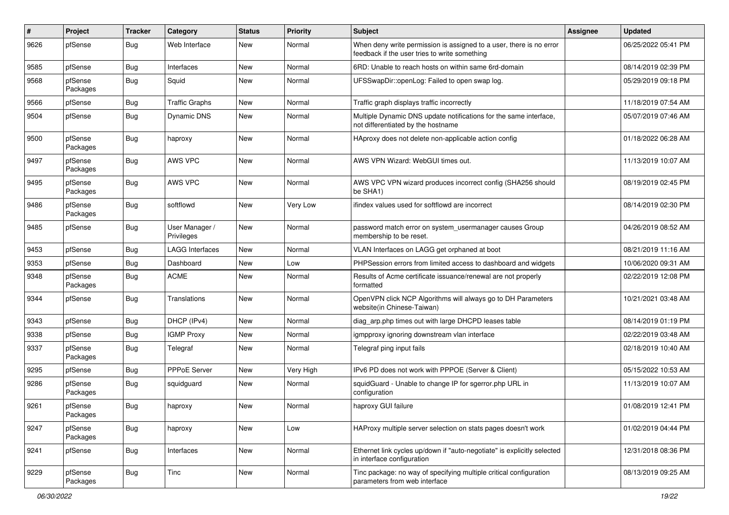| # | Project | Tracker | Category | Status | Priority | Subject | Assignee | Updated |
|---|---|---|---|---|---|---|---|---|
| 9626 | pfSense | Bug | Web Interface | New | Normal | When deny write permission is assigned to a user, there is no error feedback if the user tries to write something | | 06/25/2022 05:41 PM |
| 9585 | pfSense | Bug | Interfaces | New | Normal | 6RD: Unable to reach hosts on within same 6rd-domain | | 08/14/2019 02:39 PM |
| 9568 | pfSense Packages | Bug | Squid | New | Normal | UFSSwapDir::openLog: Failed to open swap log. | | 05/29/2019 09:18 PM |
| 9566 | pfSense | Bug | Traffic Graphs | New | Normal | Traffic graph displays traffic incorrectly | | 11/18/2019 07:54 AM |
| 9504 | pfSense | Bug | Dynamic DNS | New | Normal | Multiple Dynamic DNS update notifications for the same interface, not differentiated by the hostname | | 05/07/2019 07:46 AM |
| 9500 | pfSense Packages | Bug | haproxy | New | Normal | HAproxy does not delete non-applicable action config | | 01/18/2022 06:28 AM |
| 9497 | pfSense Packages | Bug | AWS VPC | New | Normal | AWS VPN Wizard: WebGUI times out. | | 11/13/2019 10:07 AM |
| 9495 | pfSense Packages | Bug | AWS VPC | New | Normal | AWS VPC VPN wizard produces incorrect config (SHA256 should be SHA1) | | 08/19/2019 02:45 PM |
| 9486 | pfSense Packages | Bug | softflowd | New | Very Low | ifindex values used for softflowd are incorrect | | 08/14/2019 02:30 PM |
| 9485 | pfSense | Bug | User Manager / Privileges | New | Normal | password match error on system_usermanager causes Group membership to be reset. | | 04/26/2019 08:52 AM |
| 9453 | pfSense | Bug | LAGG Interfaces | New | Normal | VLAN Interfaces on LAGG get orphaned at boot | | 08/21/2019 11:16 AM |
| 9353 | pfSense | Bug | Dashboard | New | Low | PHPSession errors from limited access to dashboard and widgets | | 10/06/2020 09:31 AM |
| 9348 | pfSense Packages | Bug | ACME | New | Normal | Results of Acme certificate issuance/renewal are not properly formatted | | 02/22/2019 12:08 PM |
| 9344 | pfSense | Bug | Translations | New | Normal | OpenVPN click NCP Algorithms will always go to DH Parameters website(in Chinese-Taiwan) | | 10/21/2021 03:48 AM |
| 9343 | pfSense | Bug | DHCP (IPv4) | New | Normal | diag_arp.php times out with large DHCPD leases table | | 08/14/2019 01:19 PM |
| 9338 | pfSense | Bug | IGMP Proxy | New | Normal | igmpproxy ignoring downstream vlan interface | | 02/22/2019 03:48 AM |
| 9337 | pfSense Packages | Bug | Telegraf | New | Normal | Telegraf ping input fails | | 02/18/2019 10:40 AM |
| 9295 | pfSense | Bug | PPPoE Server | New | Very High | IPv6 PD does not work with PPPOE (Server & Client) | | 05/15/2022 10:53 AM |
| 9286 | pfSense Packages | Bug | squidguard | New | Normal | squidGuard - Unable to change IP for sgerror.php URL in configuration | | 11/13/2019 10:07 AM |
| 9261 | pfSense Packages | Bug | haproxy | New | Normal | haproxy GUI failure | | 01/08/2019 12:41 PM |
| 9247 | pfSense Packages | Bug | haproxy | New | Low | HAProxy multiple server selection on stats pages doesn't work | | 01/02/2019 04:44 PM |
| 9241 | pfSense | Bug | Interfaces | New | Normal | Ethernet link cycles up/down if "auto-negotiate" is explicitly selected in interface configuration | | 12/31/2018 08:36 PM |
| 9229 | pfSense Packages | Bug | Tinc | New | Normal | Tinc package: no way of specifying multiple critical configuration parameters from web interface | | 08/13/2019 09:25 AM |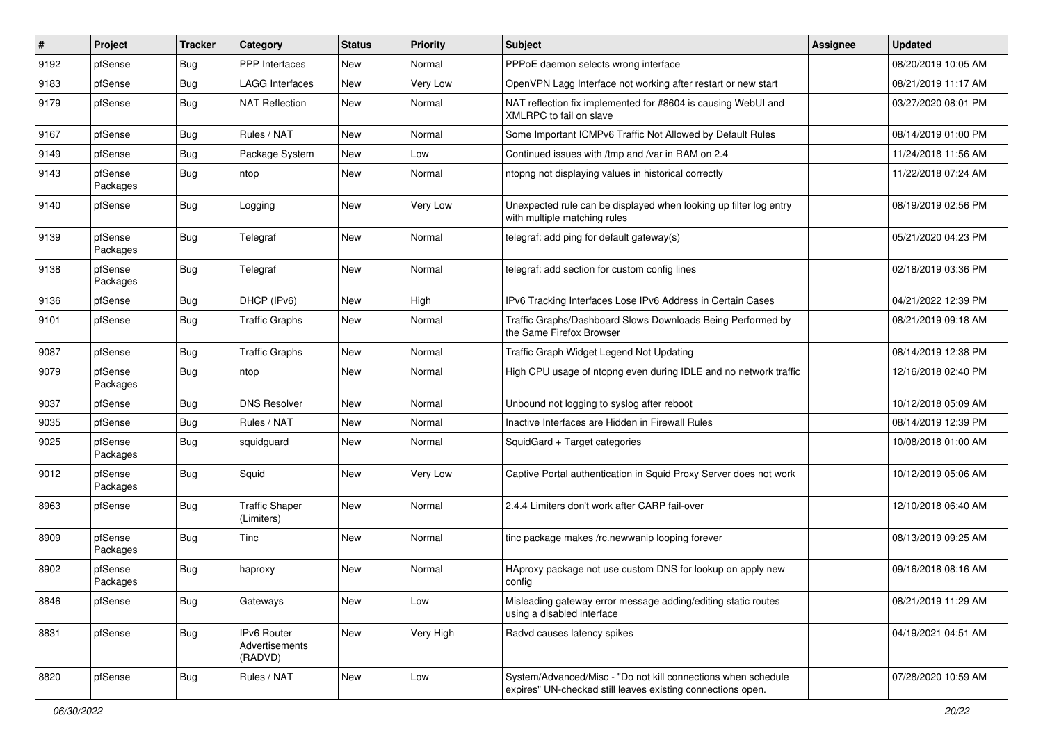| # | Project | Tracker | Category | Status | Priority | Subject | Assignee | Updated |
|---|---|---|---|---|---|---|---|---|
| 9192 | pfSense | Bug | PPP Interfaces | New | Normal | PPPoE daemon selects wrong interface | | 08/20/2019 10:05 AM |
| 9183 | pfSense | Bug | LAGG Interfaces | New | Very Low | OpenVPN Lagg Interface not working after restart or new start | | 08/21/2019 11:17 AM |
| 9179 | pfSense | Bug | NAT Reflection | New | Normal | NAT reflection fix implemented for #8604 is causing WebUI and XMLRPC to fail on slave | | 03/27/2020 08:01 PM |
| 9167 | pfSense | Bug | Rules / NAT | New | Normal | Some Important ICMPv6 Traffic Not Allowed by Default Rules | | 08/14/2019 01:00 PM |
| 9149 | pfSense | Bug | Package System | New | Low | Continued issues with /tmp and /var in RAM on 2.4 | | 11/24/2018 11:56 AM |
| 9143 | pfSense Packages | Bug | ntop | New | Normal | ntopng not displaying values in historical correctly | | 11/22/2018 07:24 AM |
| 9140 | pfSense | Bug | Logging | New | Very Low | Unexpected rule can be displayed when looking up filter log entry with multiple matching rules | | 08/19/2019 02:56 PM |
| 9139 | pfSense Packages | Bug | Telegraf | New | Normal | telegraf: add ping for default gateway(s) | | 05/21/2020 04:23 PM |
| 9138 | pfSense Packages | Bug | Telegraf | New | Normal | telegraf: add section for custom config lines | | 02/18/2019 03:36 PM |
| 9136 | pfSense | Bug | DHCP (IPv6) | New | High | IPv6 Tracking Interfaces Lose IPv6 Address in Certain Cases | | 04/21/2022 12:39 PM |
| 9101 | pfSense | Bug | Traffic Graphs | New | Normal | Traffic Graphs/Dashboard Slows Downloads Being Performed by the Same Firefox Browser | | 08/21/2019 09:18 AM |
| 9087 | pfSense | Bug | Traffic Graphs | New | Normal | Traffic Graph Widget Legend Not Updating | | 08/14/2019 12:38 PM |
| 9079 | pfSense Packages | Bug | ntop | New | Normal | High CPU usage of ntopng even during IDLE and no network traffic | | 12/16/2018 02:40 PM |
| 9037 | pfSense | Bug | DNS Resolver | New | Normal | Unbound not logging to syslog after reboot | | 10/12/2018 05:09 AM |
| 9035 | pfSense | Bug | Rules / NAT | New | Normal | Inactive Interfaces are Hidden in Firewall Rules | | 08/14/2019 12:39 PM |
| 9025 | pfSense Packages | Bug | squidguard | New | Normal | SquidGard + Target categories | | 10/08/2018 01:00 AM |
| 9012 | pfSense Packages | Bug | Squid | New | Very Low | Captive Portal authentication in Squid Proxy Server does not work | | 10/12/2019 05:06 AM |
| 8963 | pfSense | Bug | Traffic Shaper (Limiters) | New | Normal | 2.4.4 Limiters don't work after CARP fail-over | | 12/10/2018 06:40 AM |
| 8909 | pfSense Packages | Bug | Tinc | New | Normal | tinc package makes /rc.newwanip looping forever | | 08/13/2019 09:25 AM |
| 8902 | pfSense Packages | Bug | haproxy | New | Normal | HAproxy package not use custom DNS for lookup on apply new config | | 09/16/2018 08:16 AM |
| 8846 | pfSense | Bug | Gateways | New | Low | Misleading gateway error message adding/editing static routes using a disabled interface | | 08/21/2019 11:29 AM |
| 8831 | pfSense | Bug | IPv6 Router Advertisements (RADVD) | New | Very High | Radvd causes latency spikes | | 04/19/2021 04:51 AM |
| 8820 | pfSense | Bug | Rules / NAT | New | Low | System/Advanced/Misc - "Do not kill connections when schedule expires" UN-checked still leaves existing connections open. | | 07/28/2020 10:59 AM |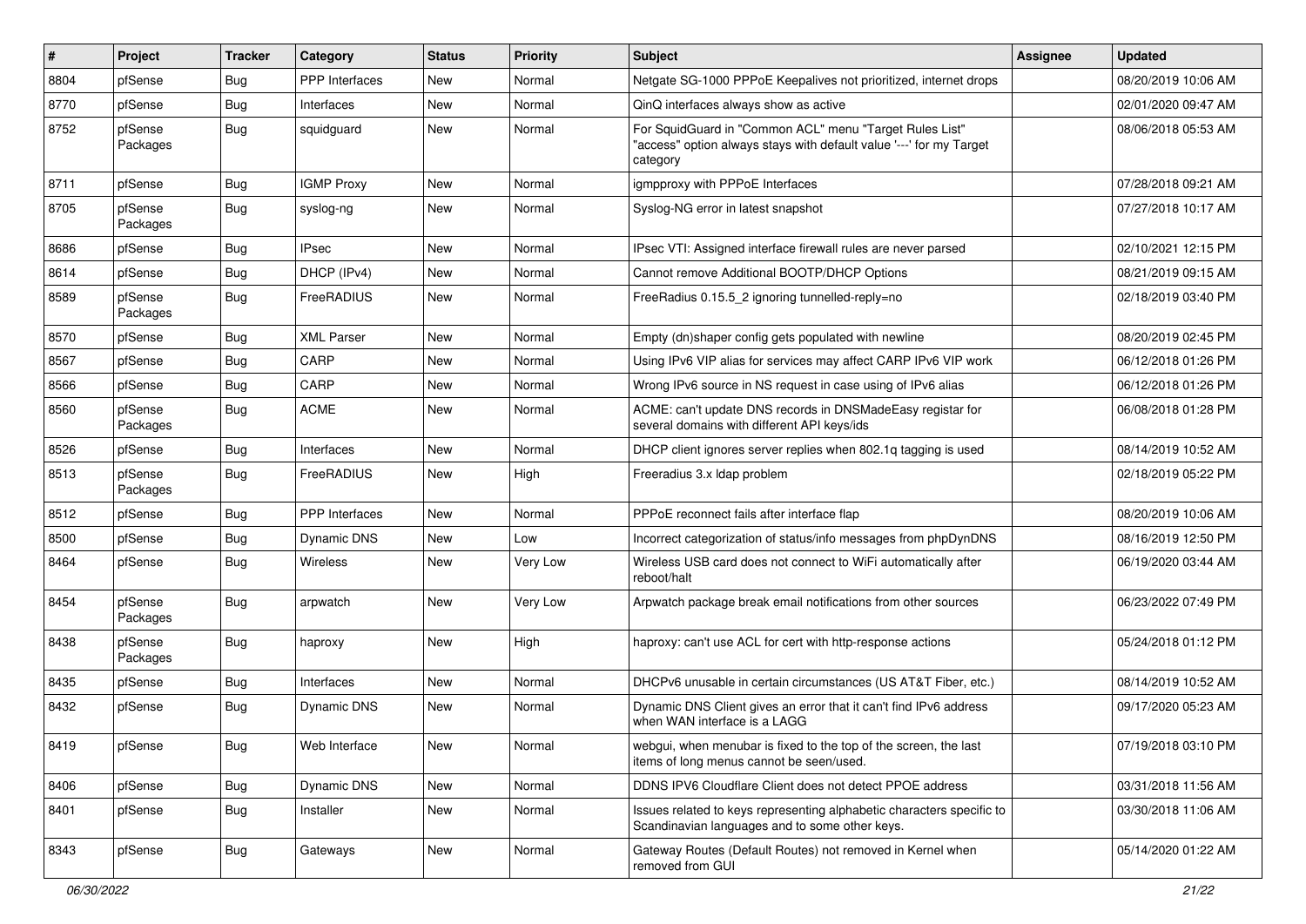| # | Project | Tracker | Category | Status | Priority | Subject | Assignee | Updated |
|---|---|---|---|---|---|---|---|---|
| 8804 | pfSense | Bug | PPP Interfaces | New | Normal | Netgate SG-1000 PPPoE Keepalives not prioritized, internet drops | | 08/20/2019 10:06 AM |
| 8770 | pfSense | Bug | Interfaces | New | Normal | QinQ interfaces always show as active | | 02/01/2020 09:47 AM |
| 8752 | pfSense Packages | Bug | squidguard | New | Normal | For SquidGuard in "Common ACL" menu "Target Rules List" "access" option always stays with default value '---' for my Target category | | 08/06/2018 05:53 AM |
| 8711 | pfSense | Bug | IGMP Proxy | New | Normal | igmpproxy with PPPoE Interfaces | | 07/28/2018 09:21 AM |
| 8705 | pfSense Packages | Bug | syslog-ng | New | Normal | Syslog-NG error in latest snapshot | | 07/27/2018 10:17 AM |
| 8686 | pfSense | Bug | IPsec | New | Normal | IPsec VTI: Assigned interface firewall rules are never parsed | | 02/10/2021 12:15 PM |
| 8614 | pfSense | Bug | DHCP (IPv4) | New | Normal | Cannot remove Additional BOOTP/DHCP Options | | 08/21/2019 09:15 AM |
| 8589 | pfSense Packages | Bug | FreeRADIUS | New | Normal | FreeRadius 0.15.5_2 ignoring tunnelled-reply=no | | 02/18/2019 03:40 PM |
| 8570 | pfSense | Bug | XML Parser | New | Normal | Empty (dn)shaper config gets populated with newline | | 08/20/2019 02:45 PM |
| 8567 | pfSense | Bug | CARP | New | Normal | Using IPv6 VIP alias for services may affect CARP IPv6 VIP work | | 06/12/2018 01:26 PM |
| 8566 | pfSense | Bug | CARP | New | Normal | Wrong IPv6 source in NS request in case using of IPv6 alias | | 06/12/2018 01:26 PM |
| 8560 | pfSense Packages | Bug | ACME | New | Normal | ACME: can't update DNS records in DNSMadeEasy registar for several domains with different API keys/ids | | 06/08/2018 01:28 PM |
| 8526 | pfSense | Bug | Interfaces | New | Normal | DHCP client ignores server replies when 802.1q tagging is used | | 08/14/2019 10:52 AM |
| 8513 | pfSense Packages | Bug | FreeRADIUS | New | High | Freeradius 3.x ldap problem | | 02/18/2019 05:22 PM |
| 8512 | pfSense | Bug | PPP Interfaces | New | Normal | PPPoE reconnect fails after interface flap | | 08/20/2019 10:06 AM |
| 8500 | pfSense | Bug | Dynamic DNS | New | Low | Incorrect categorization of status/info messages from phpDynDNS | | 08/16/2019 12:50 PM |
| 8464 | pfSense | Bug | Wireless | New | Very Low | Wireless USB card does not connect to WiFi automatically after reboot/halt | | 06/19/2020 03:44 AM |
| 8454 | pfSense Packages | Bug | arpwatch | New | Very Low | Arpwatch package break email notifications from other sources | | 06/23/2022 07:49 PM |
| 8438 | pfSense Packages | Bug | haproxy | New | High | haproxy: can't use ACL for cert with http-response actions | | 05/24/2018 01:12 PM |
| 8435 | pfSense | Bug | Interfaces | New | Normal | DHCPv6 unusable in certain circumstances (US AT&T Fiber, etc.) | | 08/14/2019 10:52 AM |
| 8432 | pfSense | Bug | Dynamic DNS | New | Normal | Dynamic DNS Client gives an error that it can't find IPv6 address when WAN interface is a LAGG | | 09/17/2020 05:23 AM |
| 8419 | pfSense | Bug | Web Interface | New | Normal | webgui, when menubar is fixed to the top of the screen, the last items of long menus cannot be seen/used. | | 07/19/2018 03:10 PM |
| 8406 | pfSense | Bug | Dynamic DNS | New | Normal | DDNS IPV6 Cloudflare Client does not detect PPOE address | | 03/31/2018 11:56 AM |
| 8401 | pfSense | Bug | Installer | New | Normal | Issues related to keys representing alphabetic characters specific to Scandinavian languages and to some other keys. | | 03/30/2018 11:06 AM |
| 8343 | pfSense | Bug | Gateways | New | Normal | Gateway Routes (Default Routes) not removed in Kernel when removed from GUI | | 05/14/2020 01:22 AM |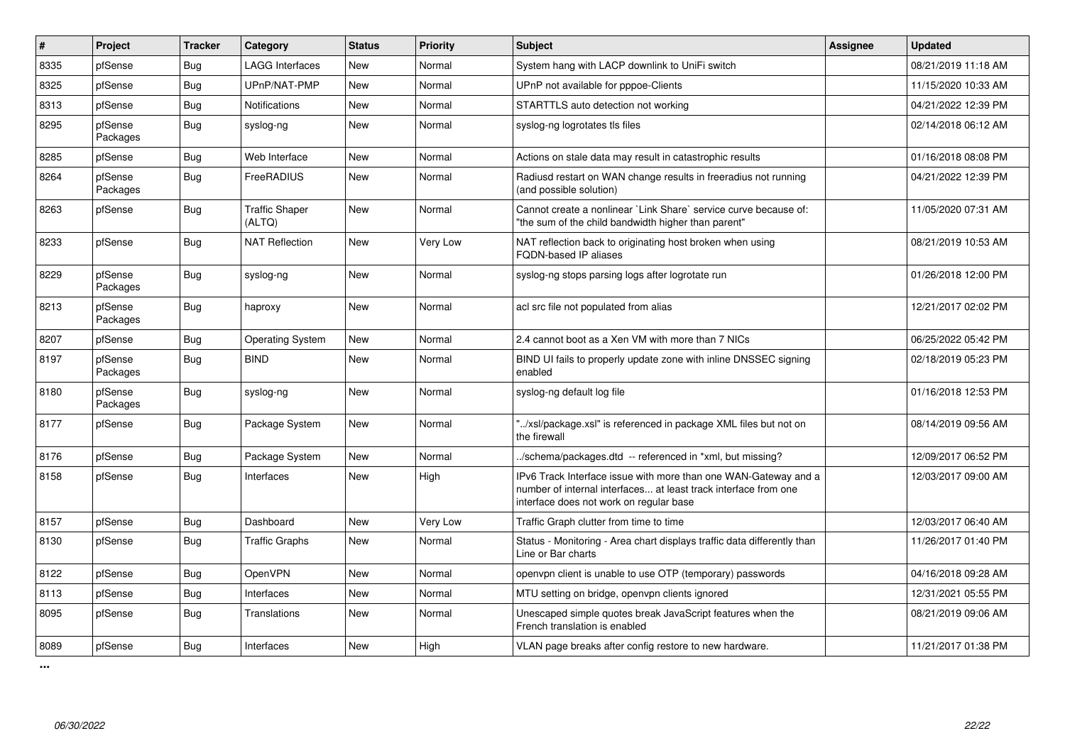| # | Project | Tracker | Category | Status | Priority | Subject | Assignee | Updated |
|---|---|---|---|---|---|---|---|---|
| 8335 | pfSense | Bug | LAGG Interfaces | New | Normal | System hang with LACP downlink to UniFi switch | | 08/21/2019 11:18 AM |
| 8325 | pfSense | Bug | UPnP/NAT-PMP | New | Normal | UPnP not available for pppoe-Clients | | 11/15/2020 10:33 AM |
| 8313 | pfSense | Bug | Notifications | New | Normal | STARTTLS auto detection not working | | 04/21/2022 12:39 PM |
| 8295 | pfSense Packages | Bug | syslog-ng | New | Normal | syslog-ng logrotates tls files | | 02/14/2018 06:12 AM |
| 8285 | pfSense | Bug | Web Interface | New | Normal | Actions on stale data may result in catastrophic results | | 01/16/2018 08:08 PM |
| 8264 | pfSense Packages | Bug | FreeRADIUS | New | Normal | Radiusd restart on WAN change results in freeradius not running (and possible solution) | | 04/21/2022 12:39 PM |
| 8263 | pfSense | Bug | Traffic Shaper (ALTQ) | New | Normal | Cannot create a nonlinear `Link Share` service curve because of: "the sum of the child bandwidth higher than parent" | | 11/05/2020 07:31 AM |
| 8233 | pfSense | Bug | NAT Reflection | New | Very Low | NAT reflection back to originating host broken when using FQDN-based IP aliases | | 08/21/2019 10:53 AM |
| 8229 | pfSense Packages | Bug | syslog-ng | New | Normal | syslog-ng stops parsing logs after logrotate run | | 01/26/2018 12:00 PM |
| 8213 | pfSense Packages | Bug | haproxy | New | Normal | acl src file not populated from alias | | 12/21/2017 02:02 PM |
| 8207 | pfSense | Bug | Operating System | New | Normal | 2.4 cannot boot as a Xen VM with more than 7 NICs | | 06/25/2022 05:42 PM |
| 8197 | pfSense Packages | Bug | BIND | New | Normal | BIND UI fails to properly update zone with inline DNSSEC signing enabled | | 02/18/2019 05:23 PM |
| 8180 | pfSense Packages | Bug | syslog-ng | New | Normal | syslog-ng default log file | | 01/16/2018 12:53 PM |
| 8177 | pfSense | Bug | Package System | New | Normal | "../xsl/package.xsl" is referenced in package XML files but not on the firewall | | 08/14/2019 09:56 AM |
| 8176 | pfSense | Bug | Package System | New | Normal | ../schema/packages.dtd -- referenced in *xml, but missing? | | 12/09/2017 06:52 PM |
| 8158 | pfSense | Bug | Interfaces | New | High | IPv6 Track Interface issue with more than one WAN-Gateway and a number of internal interfaces... at least track interface from one interface does not work on regular base | | 12/03/2017 09:00 AM |
| 8157 | pfSense | Bug | Dashboard | New | Very Low | Traffic Graph clutter from time to time | | 12/03/2017 06:40 AM |
| 8130 | pfSense | Bug | Traffic Graphs | New | Normal | Status - Monitoring - Area chart displays traffic data differently than Line or Bar charts | | 11/26/2017 01:40 PM |
| 8122 | pfSense | Bug | OpenVPN | New | Normal | openvpn client is unable to use OTP (temporary) passwords | | 04/16/2018 09:28 AM |
| 8113 | pfSense | Bug | Interfaces | New | Normal | MTU setting on bridge, openvpn clients ignored | | 12/31/2021 05:55 PM |
| 8095 | pfSense | Bug | Translations | New | Normal | Unescaped simple quotes break JavaScript features when the French translation is enabled | | 08/21/2019 09:06 AM |
| 8089 | pfSense | Bug | Interfaces | New | High | VLAN page breaks after config restore to new hardware. | | 11/21/2017 01:38 PM |

...